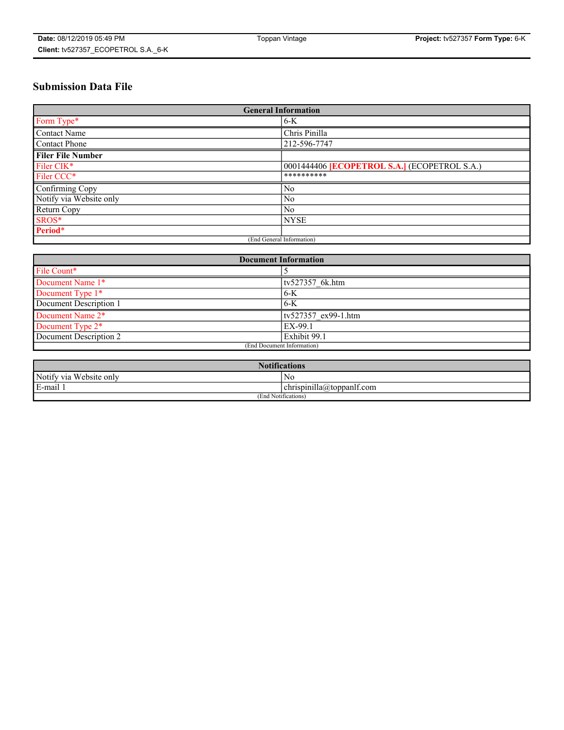# Submission Data File

| General Information | |
|---|---|
| Form Type* | 6-K |
| Contact Name | Chris Pinilla |
| Contact Phone | 212-596-7747 |
| **Filer File Number** | |
| Filer CIK* | 0001444406 **[ECOPETROL S.A.]** (ECOPETROL S.A.) |
| Filer CCC* | ********** |
| Confirming Copy | No |
| Notify via Website only | No |
| Return Copy | No |
| SROS* | NYSE |
| **Period*** | |
| (End General Information) | |

| Document Information | |
|---|---|
| File Count* | 5 |
| Document Name 1* | tv527357_6k.htm |
| Document Type 1* | 6-K |
| Document Description 1 | 6-K |
| Document Name 2* | tv527357_ex99-1.htm |
| Document Type 2* | EX-99.1 |
| Document Description 2 | Exhibit 99.1 |
| (End Document Information) | |

| Notifications | |
|---|---|
| Notify via Website only | No |
| E-mail 1 | chrispinilla@toppanlf.com |
| (End Notifications) | |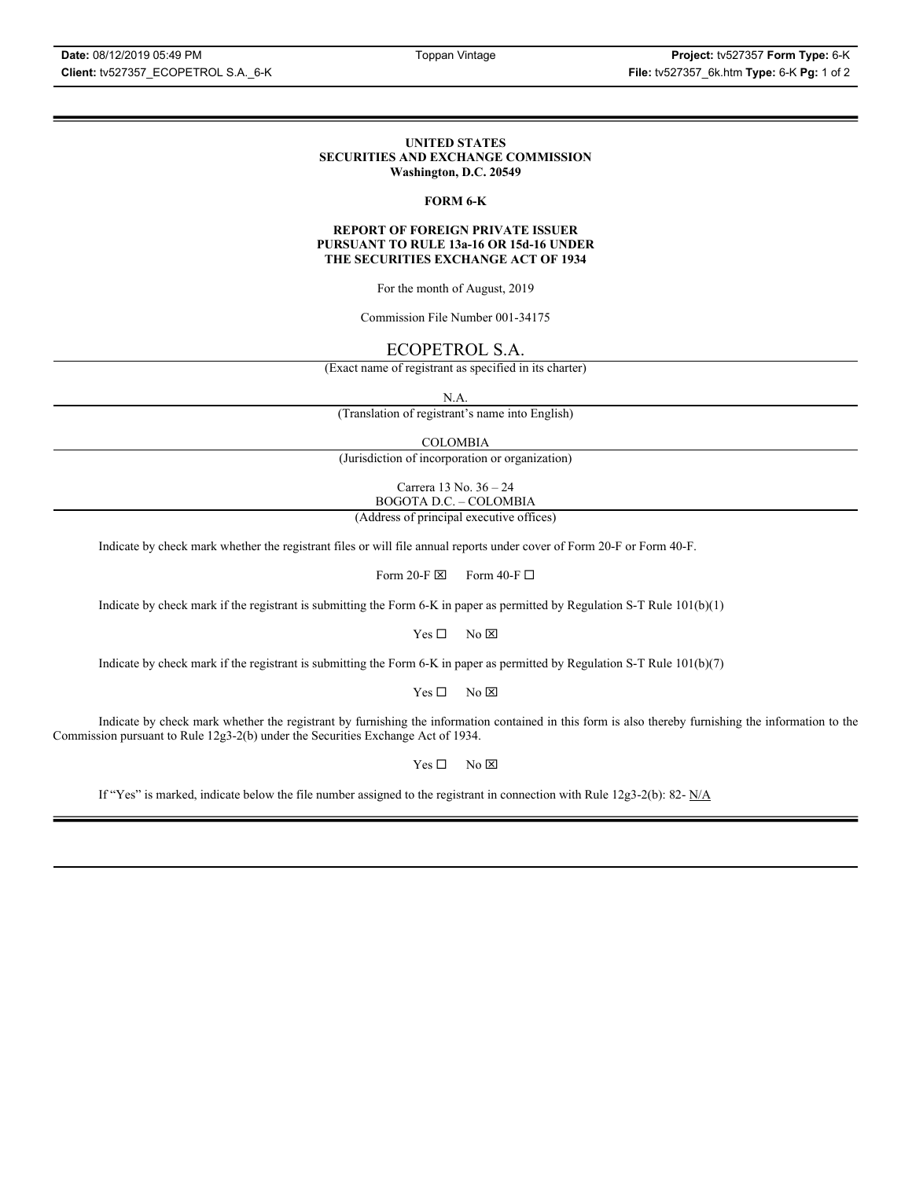**UNITED STATES**
**SECURITIES AND EXCHANGE COMMISSION**
**Washington, D.C. 20549**

**FORM 6-K**

**REPORT OF FOREIGN PRIVATE ISSUER**
**PURSUANT TO RULE 13a-16 OR 15d-16 UNDER**
**THE SECURITIES EXCHANGE ACT OF 1934**

For the month of August, 2019

Commission File Number 001-34175

ECOPETROL S.A.

(Exact name of registrant as specified in its charter)

N.A.

(Translation of registrant's name into English)

COLOMBIA

(Jurisdiction of incorporation or organization)

Carrera 13 No. 36 – 24
BOGOTA D.C. – COLOMBIA

(Address of principal executive offices)

Indicate by check mark whether the registrant files or will file annual reports under cover of Form 20-F or Form 40-F.

Form 20-F ☒ Form 40-F ☐

Indicate by check mark if the registrant is submitting the Form 6-K in paper as permitted by Regulation S-T Rule 101(b)(1)

Yes ☐ No ☒

Indicate by check mark if the registrant is submitting the Form 6-K in paper as permitted by Regulation S-T Rule 101(b)(7)

Yes ☐ No ☒

Indicate by check mark whether the registrant by furnishing the information contained in this form is also thereby furnishing the information to the Commission pursuant to Rule 12g3-2(b) under the Securities Exchange Act of 1934.

Yes ☐ No ☒

If "Yes" is marked, indicate below the file number assigned to the registrant in connection with Rule 12g3-2(b): 82- N/A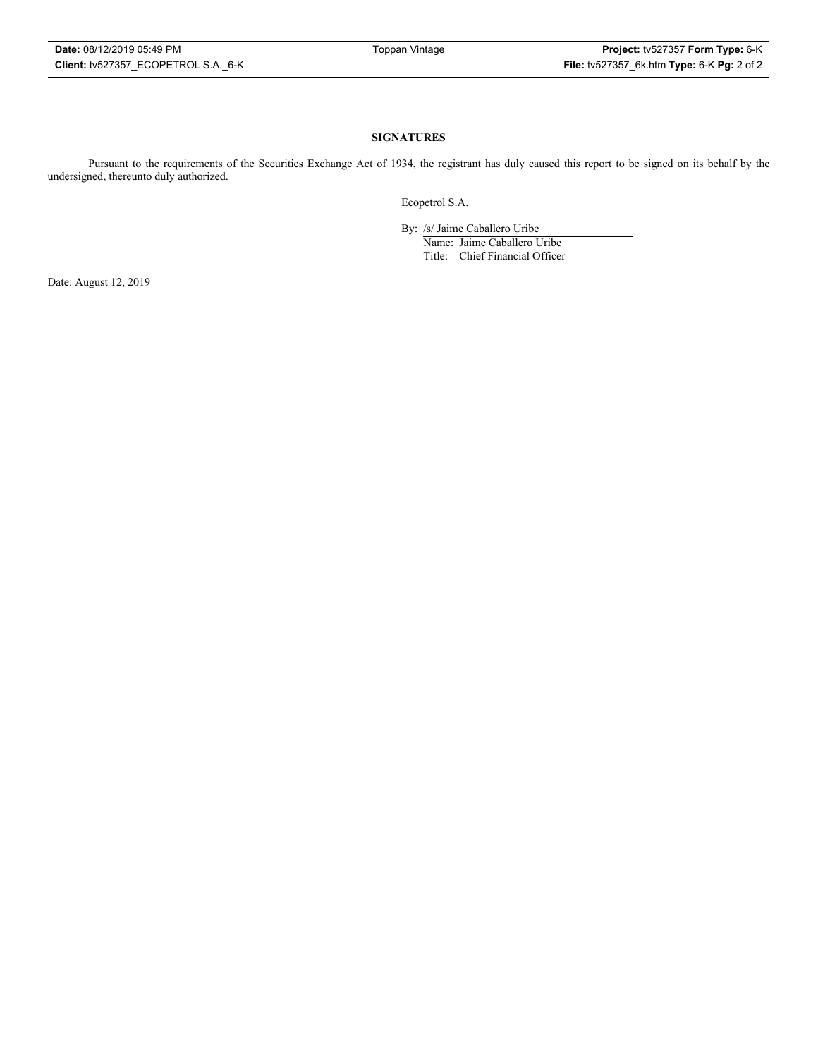**SIGNATURES**

Pursuant to the requirements of the Securities Exchange Act of 1934, the registrant has duly caused this report to be signed on its behalf by the undersigned, thereunto duly authorized.

Ecopetrol S.A.

By: /s/ Jaime Caballero Uribe
Name: Jaime Caballero Uribe
Title: Chief Financial Officer

Date: August 12, 2019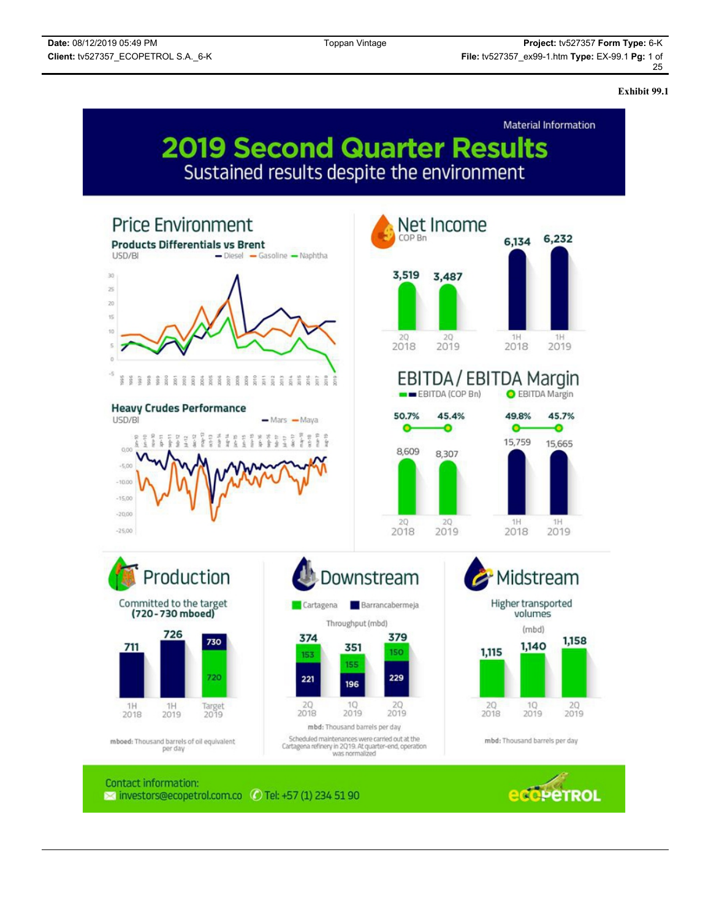**Exhibit 99.1**

Material Information

# 2019 Second Quarter Results

## Sustained results despite the environment

## Price Environment

### Products Differentials vs Brent

USD/Bl

— Diesel — Gasoline — Naphtha

### Heavy Crudes Performance

USD/Bl

— Mars — Maya

## Net Income

COP Bn

| 2Q 2018 | 2Q 2019 | 1H 2018 | 1H 2019 |
|---|---|---|---|
| 3,519 | 3,487 | 6,134 | 6,232 |

## EBITDA / EBITDA Margin

EBITDA (COP Bn) — EBITDA Margin

| | 2Q 2018 | 2Q 2019 | 1H 2018 | 1H 2019 |
|---|---|---|---|---|
| EBITDA Margin | 50.7% | 45.4% | 49.8% | 45.7% |
| EBITDA (COP Bn) | 8,609 | 8,307 | 15,759 | 15,665 |

## Production

Committed to the target **(720-730 mboed)**

| 1H 2018 | 1H 2019 | Target 2019 |
|---|---|---|
| 711 | 726 | 720 - 730 |

mboed: Thousand barrels of oil equivalent per day

## Downstream

Throughput (mbd)

| | 2Q 2018 | 1Q 2019 | 2Q 2019 |
|---|---|---|---|
| Cartagena | 153 | 155 | 150 |
| Barrancabermeja | 221 | 196 | 229 |
| Total | 374 | 351 | 379 |

**mbd:** Thousand barrels per day

Scheduled maintenances were carried out at the Cartagena refinery in 2Q19. At quarter-end, operation was normalized

## Midstream

Higher transported volumes

(mbd)

| 2Q 2018 | 1Q 2019 | 2Q 2019 |
|---|---|---|
| 1,115 | 1,140 | 1,158 |

**mbd:** Thousand barrels per day

Contact information:
investors@ecopetrol.com.co Tel: +57 (1) 234 51 90

ECOPETROL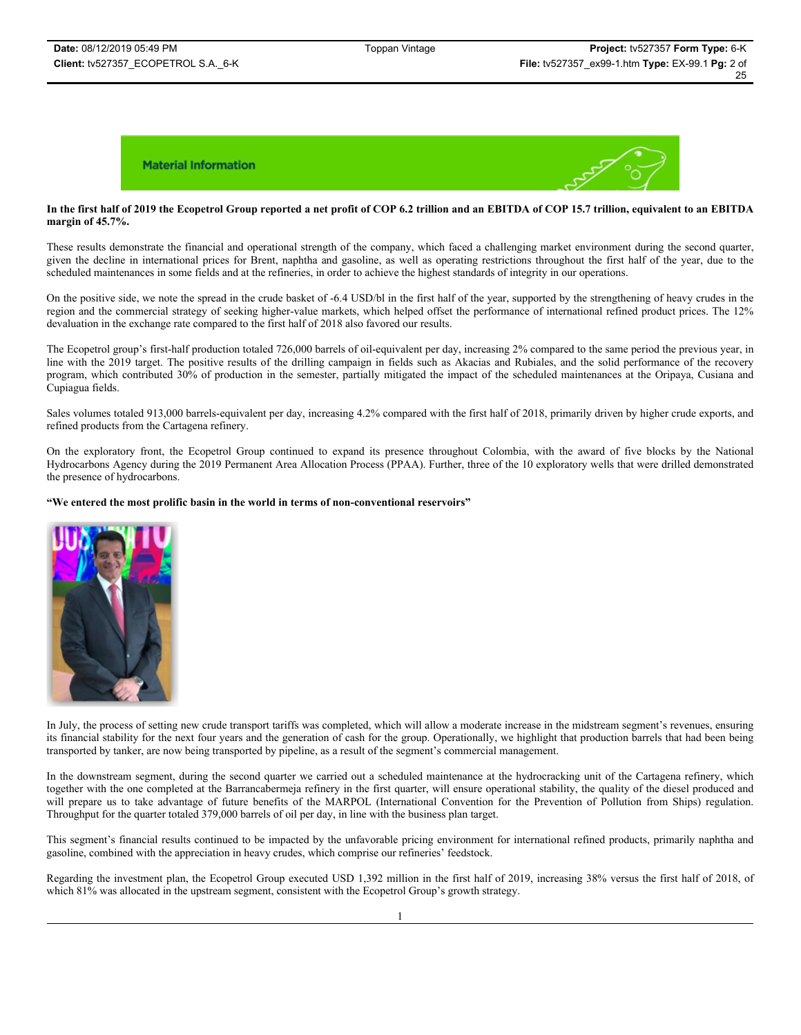**Material Information**

**In the first half of 2019 the Ecopetrol Group reported a net profit of COP 6.2 trillion and an EBITDA of COP 15.7 trillion, equivalent to an EBITDA margin of 45.7%.**

These results demonstrate the financial and operational strength of the company, which faced a challenging market environment during the second quarter, given the decline in international prices for Brent, naphtha and gasoline, as well as operating restrictions throughout the first half of the year, due to the scheduled maintenances in some fields and at the refineries, in order to achieve the highest standards of integrity in our operations.

On the positive side, we note the spread in the crude basket of -6.4 USD/bl in the first half of the year, supported by the strengthening of heavy crudes in the region and the commercial strategy of seeking higher-value markets, which helped offset the performance of international refined product prices. The 12% devaluation in the exchange rate compared to the first half of 2018 also favored our results.

The Ecopetrol group's first-half production totaled 726,000 barrels of oil-equivalent per day, increasing 2% compared to the same period the previous year, in line with the 2019 target. The positive results of the drilling campaign in fields such as Akacias and Rubiales, and the solid performance of the recovery program, which contributed 30% of production in the semester, partially mitigated the impact of the scheduled maintenances at the Oripaya, Cusiana and Cupiagua fields.

Sales volumes totaled 913,000 barrels-equivalent per day, increasing 4.2% compared with the first half of 2018, primarily driven by higher crude exports, and refined products from the Cartagena refinery.

On the exploratory front, the Ecopetrol Group continued to expand its presence throughout Colombia, with the award of five blocks by the National Hydrocarbons Agency during the 2019 Permanent Area Allocation Process (PPAA). Further, three of the 10 exploratory wells that were drilled demonstrated the presence of hydrocarbons.

**"We entered the most prolific basin in the world in terms of non-conventional reservoirs"**

In July, the process of setting new crude transport tariffs was completed, which will allow a moderate increase in the midstream segment's revenues, ensuring its financial stability for the next four years and the generation of cash for the group. Operationally, we highlight that production barrels that had been being transported by tanker, are now being transported by pipeline, as a result of the segment's commercial management.

In the downstream segment, during the second quarter we carried out a scheduled maintenance at the hydrocracking unit of the Cartagena refinery, which together with the one completed at the Barrancabermeja refinery in the first quarter, will ensure operational stability, the quality of the diesel produced and will prepare us to take advantage of future benefits of the MARPOL (International Convention for the Prevention of Pollution from Ships) regulation. Throughput for the quarter totaled 379,000 barrels of oil per day, in line with the business plan target.

This segment's financial results continued to be impacted by the unfavorable pricing environment for international refined products, primarily naphtha and gasoline, combined with the appreciation in heavy crudes, which comprise our refineries' feedstock.

Regarding the investment plan, the Ecopetrol Group executed USD 1,392 million in the first half of 2019, increasing 38% versus the first half of 2018, of which 81% was allocated in the upstream segment, consistent with the Ecopetrol Group's growth strategy.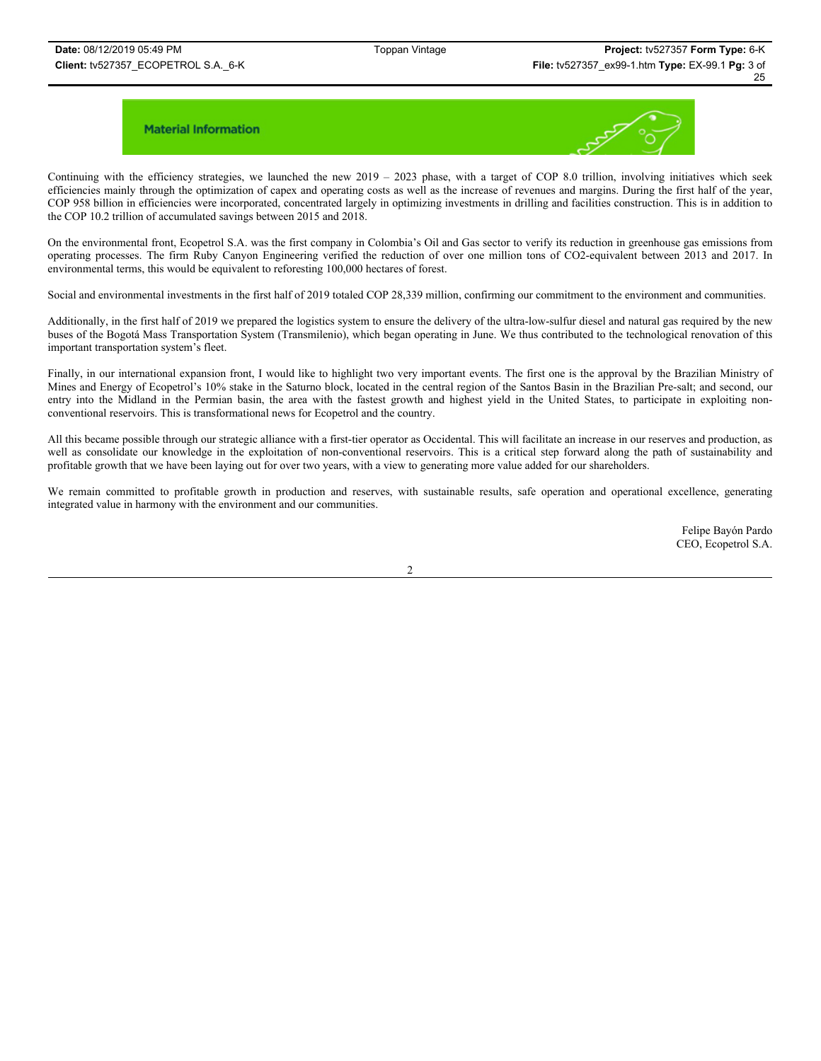**Material Information**

Continuing with the efficiency strategies, we launched the new 2019 – 2023 phase, with a target of COP 8.0 trillion, involving initiatives which seek efficiencies mainly through the optimization of capex and operating costs as well as the increase of revenues and margins. During the first half of the year, COP 958 billion in efficiencies were incorporated, concentrated largely in optimizing investments in drilling and facilities construction. This is in addition to the COP 10.2 trillion of accumulated savings between 2015 and 2018.

On the environmental front, Ecopetrol S.A. was the first company in Colombia's Oil and Gas sector to verify its reduction in greenhouse gas emissions from operating processes. The firm Ruby Canyon Engineering verified the reduction of over one million tons of CO2-equivalent between 2013 and 2017. In environmental terms, this would be equivalent to reforesting 100,000 hectares of forest.

Social and environmental investments in the first half of 2019 totaled COP 28,339 million, confirming our commitment to the environment and communities.

Additionally, in the first half of 2019 we prepared the logistics system to ensure the delivery of the ultra-low-sulfur diesel and natural gas required by the new buses of the Bogotá Mass Transportation System (Transmilenio), which began operating in June. We thus contributed to the technological renovation of this important transportation system's fleet.

Finally, in our international expansion front, I would like to highlight two very important events. The first one is the approval by the Brazilian Ministry of Mines and Energy of Ecopetrol's 10% stake in the Saturno block, located in the central region of the Santos Basin in the Brazilian Pre-salt; and second, our entry into the Midland in the Permian basin, the area with the fastest growth and highest yield in the United States, to participate in exploiting non-conventional reservoirs. This is transformational news for Ecopetrol and the country.

All this became possible through our strategic alliance with a first-tier operator as Occidental. This will facilitate an increase in our reserves and production, as well as consolidate our knowledge in the exploitation of non-conventional reservoirs. This is a critical step forward along the path of sustainability and profitable growth that we have been laying out for over two years, with a view to generating more value added for our shareholders.

We remain committed to profitable growth in production and reserves, with sustainable results, safe operation and operational excellence, generating integrated value in harmony with the environment and our communities.

Felipe Bayón Pardo
CEO, Ecopetrol S.A.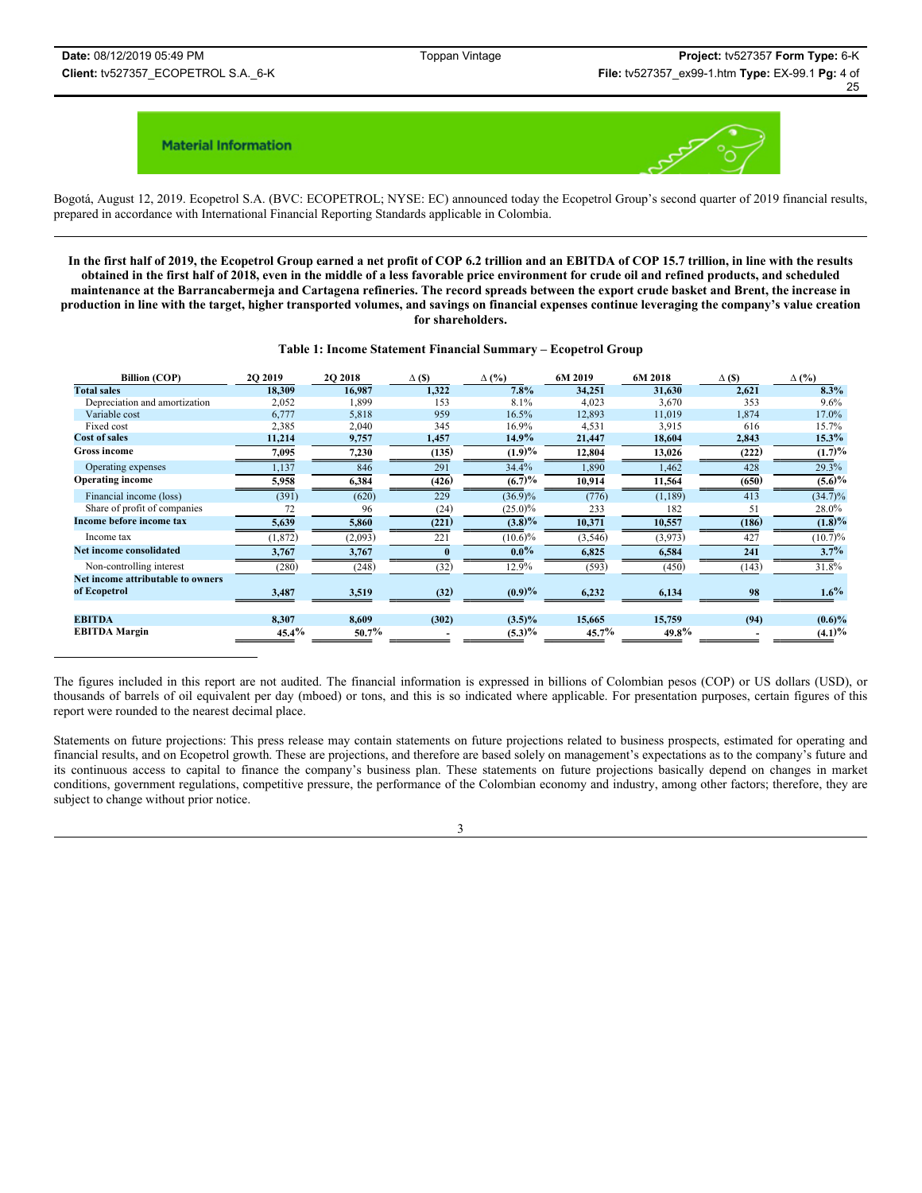**Material Information**

Bogotá, August 12, 2019. Ecopetrol S.A. (BVC: ECOPETROL; NYSE: EC) announced today the Ecopetrol Group's second quarter of 2019 financial results, prepared in accordance with International Financial Reporting Standards applicable in Colombia.

---

**In the first half of 2019, the Ecopetrol Group earned a net profit of COP 6.2 trillion and an EBITDA of COP 15.7 trillion, in line with the results obtained in the first half of 2018, even in the middle of a less favorable price environment for crude oil and refined products, and scheduled maintenance at the Barrancabermeja and Cartagena refineries. The record spreads between the export crude basket and Brent, the increase in production in line with the target, higher transported volumes, and savings on financial expenses continue leveraging the company's value creation for shareholders.**

**Table 1: Income Statement Financial Summary – Ecopetrol Group**

| Billion (COP) | 2Q 2019 | 2Q 2018 | Δ ($) | Δ (%) | 6M 2019 | 6M 2018 | Δ ($) | Δ (%) |
|---|---|---|---|---|---|---|---|---|
| **Total sales** | **18,309** | **16,987** | **1,322** | **7.8%** | **34,251** | **31,630** | **2,621** | **8.3%** |
| Depreciation and amortization | 2,052 | 1,899 | 153 | 8.1% | 4,023 | 3,670 | 353 | 9.6% |
| Variable cost | 6,777 | 5,818 | 959 | 16.5% | 12,893 | 11,019 | 1,874 | 17.0% |
| Fixed cost | 2,385 | 2,040 | 345 | 16.9% | 4,531 | 3,915 | 616 | 15.7% |
| **Cost of sales** | **11,214** | **9,757** | **1,457** | **14.9%** | **21,447** | **18,604** | **2,843** | **15.3%** |
| **Gross income** | **7,095** | **7,230** | **(135)** | **(1.9)%** | **12,804** | **13,026** | **(222)** | **(1.7)%** |
| Operating expenses | 1,137 | 846 | 291 | 34.4% | 1,890 | 1,462 | 428 | 29.3% |
| **Operating income** | **5,958** | **6,384** | **(426)** | **(6.7)%** | **10,914** | **11,564** | **(650)** | **(5.6)%** |
| Financial income (loss) | (391) | (620) | 229 | (36.9)% | (776) | (1,189) | 413 | (34.7)% |
| Share of profit of companies | 72 | 96 | (24) | (25.0)% | 233 | 182 | 51 | 28.0% |
| **Income before income tax** | **5,639** | **5,860** | **(221)** | **(3.8)%** | **10,371** | **10,557** | **(186)** | **(1.8)%** |
| Income tax | (1,872) | (2,093) | 221 | (10.6)% | (3,546) | (3,973) | 427 | (10.7)% |
| **Net income consolidated** | **3,767** | **3,767** | **0** | **0.0%** | **6,825** | **6,584** | **241** | **3.7%** |
| Non-controlling interest | (280) | (248) | (32) | 12.9% | (593) | (450) | (143) | 31.8% |
| **Net income attributable to owners of Ecopetrol** | **3,487** | **3,519** | **(32)** | **(0.9)%** | **6,232** | **6,134** | **98** | **1.6%** |
| **EBITDA** | **8,307** | **8,609** | **(302)** | **(3.5)%** | **15,665** | **15,759** | **(94)** | **(0.6)%** |
| **EBITDA Margin** | **45.4%** | **50.7%** | **-** | **(5.3)%** | **45.7%** | **49.8%** | **-** | **(4.1)%** |

---

The figures included in this report are not audited. The financial information is expressed in billions of Colombian pesos (COP) or US dollars (USD), or thousands of barrels of oil equivalent per day (mboed) or tons, and this is so indicated where applicable. For presentation purposes, certain figures of this report were rounded to the nearest decimal place.

Statements on future projections: This press release may contain statements on future projections related to business prospects, estimated for operating and financial results, and on Ecopetrol growth. These are projections, and therefore are based solely on management's expectations as to the company's future and its continuous access to capital to finance the company's business plan. These statements on future projections basically depend on changes in market conditions, government regulations, competitive pressure, the performance of the Colombian economy and industry, among other factors; therefore, they are subject to change without prior notice.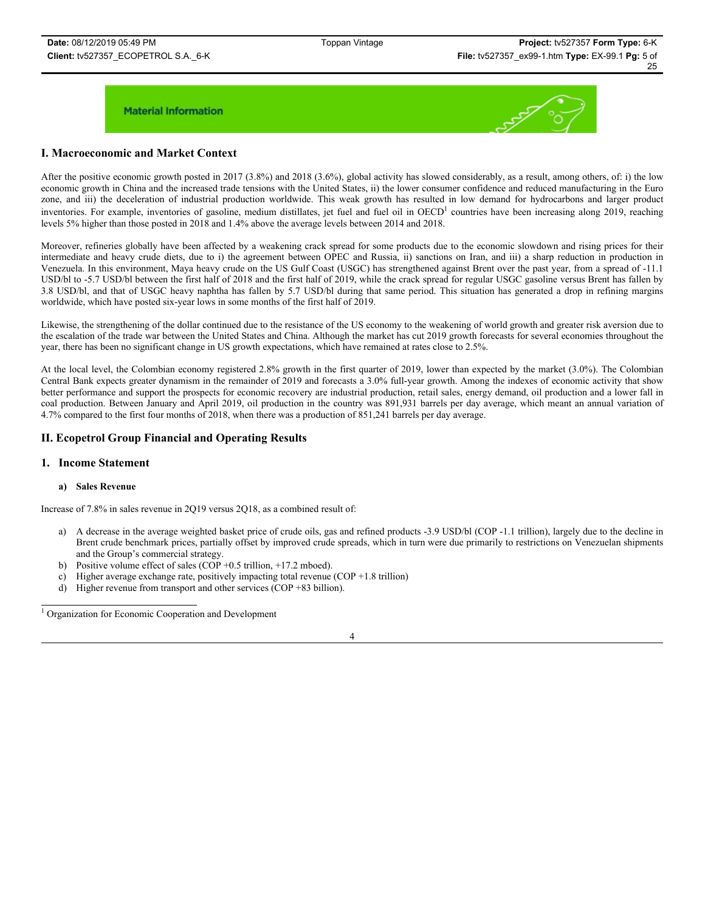Material Information

# I. Macroeconomic and Market Context

After the positive economic growth posted in 2017 (3.8%) and 2018 (3.6%), global activity has slowed considerably, as a result, among others, of: i) the low economic growth in China and the increased trade tensions with the United States, ii) the lower consumer confidence and reduced manufacturing in the Euro zone, and iii) the deceleration of industrial production worldwide. This weak growth has resulted in low demand for hydrocarbons and larger product inventories. For example, inventories of gasoline, medium distillates, jet fuel and fuel oil in OECD[1] countries have been increasing along 2019, reaching levels 5% higher than those posted in 2018 and 1.4% above the average levels between 2014 and 2018.

Moreover, refineries globally have been affected by a weakening crack spread for some products due to the economic slowdown and rising prices for their intermediate and heavy crude diets, due to i) the agreement between OPEC and Russia, ii) sanctions on Iran, and iii) a sharp reduction in production in Venezuela. In this environment, Maya heavy crude on the US Gulf Coast (USGC) has strengthened against Brent over the past year, from a spread of -11.1 USD/bl to -5.7 USD/bl between the first half of 2018 and the first half of 2019, while the crack spread for regular USGC gasoline versus Brent has fallen by 3.8 USD/bl, and that of USGC heavy naphtha has fallen by 5.7 USD/bl during that same period. This situation has generated a drop in refining margins worldwide, which have posted six-year lows in some months of the first half of 2019.

Likewise, the strengthening of the dollar continued due to the resistance of the US economy to the weakening of world growth and greater risk aversion due to the escalation of the trade war between the United States and China. Although the market has cut 2019 growth forecasts for several economies throughout the year, there has been no significant change in US growth expectations, which have remained at rates close to 2.5%.

At the local level, the Colombian economy registered 2.8% growth in the first quarter of 2019, lower than expected by the market (3.0%). The Colombian Central Bank expects greater dynamism in the remainder of 2019 and forecasts a 3.0% full-year growth. Among the indexes of economic activity that show better performance and support the prospects for economic recovery are industrial production, retail sales, energy demand, oil production and a lower fall in coal production. Between January and April 2019, oil production in the country was 891,931 barrels per day average, which meant an annual variation of 4.7% compared to the first four months of 2018, when there was a production of 851,241 barrels per day average.

# II. Ecopetrol Group Financial and Operating Results

## 1. Income Statement

### a) Sales Revenue

Increase of 7.8% in sales revenue in 2Q19 versus 2Q18, as a combined result of:

a) A decrease in the average weighted basket price of crude oils, gas and refined products -3.9 USD/bl (COP -1.1 trillion), largely due to the decline in Brent crude benchmark prices, partially offset by improved crude spreads, which in turn were due primarily to restrictions on Venezuelan shipments and the Group's commercial strategy.
b) Positive volume effect of sales (COP +0.5 trillion, +17.2 mboed).
c) Higher average exchange rate, positively impacting total revenue (COP +1.8 trillion)
d) Higher revenue from transport and other services (COP +83 billion).

[1] Organization for Economic Cooperation and Development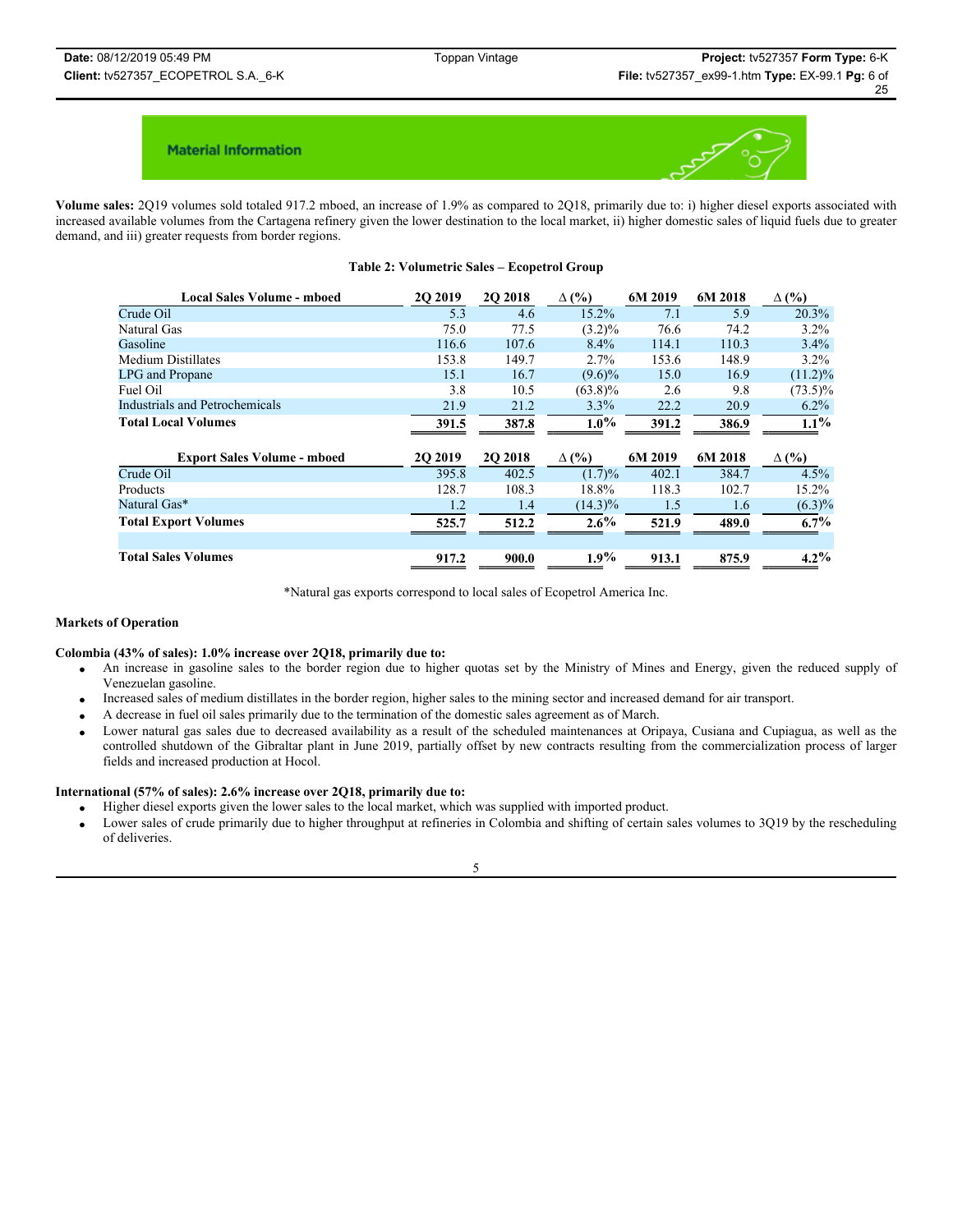## Material Information

**Volume sales:** 2Q19 volumes sold totaled 917.2 mboed, an increase of 1.9% as compared to 2Q18, primarily due to: i) higher diesel exports associated with increased available volumes from the Cartagena refinery given the lower destination to the local market, ii) higher domestic sales of liquid fuels due to greater demand, and iii) greater requests from border regions.

**Table 2: Volumetric Sales – Ecopetrol Group**

| Local Sales Volume - mboed | 2Q 2019 | 2Q 2018 | Δ (%) | 6M 2019 | 6M 2018 | Δ (%) |
|---|---|---|---|---|---|---|
| Crude Oil | 5.3 | 4.6 | 15.2% | 7.1 | 5.9 | 20.3% |
| Natural Gas | 75.0 | 77.5 | (3.2)% | 76.6 | 74.2 | 3.2% |
| Gasoline | 116.6 | 107.6 | 8.4% | 114.1 | 110.3 | 3.4% |
| Medium Distillates | 153.8 | 149.7 | 2.7% | 153.6 | 148.9 | 3.2% |
| LPG and Propane | 15.1 | 16.7 | (9.6)% | 15.0 | 16.9 | (11.2)% |
| Fuel Oil | 3.8 | 10.5 | (63.8)% | 2.6 | 9.8 | (73.5)% |
| Industrials and Petrochemicals | 21.9 | 21.2 | 3.3% | 22.2 | 20.9 | 6.2% |
| **Total Local Volumes** | **391.5** | **387.8** | **1.0%** | **391.2** | **386.9** | **1.1%** |

| Export Sales Volume - mboed | 2Q 2019 | 2Q 2018 | Δ (%) | 6M 2019 | 6M 2018 | Δ (%) |
|---|---|---|---|---|---|---|
| Crude Oil | 395.8 | 402.5 | (1.7)% | 402.1 | 384.7 | 4.5% |
| Products | 128.7 | 108.3 | 18.8% | 118.3 | 102.7 | 15.2% |
| Natural Gas* | 1.2 | 1.4 | (14.3)% | 1.5 | 1.6 | (6.3)% |
| **Total Export Volumes** | **525.7** | **512.2** | **2.6%** | **521.9** | **489.0** | **6.7%** |
| | | | | | | |
| **Total Sales Volumes** | **917.2** | **900.0** | **1.9%** | **913.1** | **875.9** | **4.2%** |

*Natural gas exports correspond to local sales of Ecopetrol America Inc.

**Markets of Operation**

**Colombia (43% of sales): 1.0% increase over 2Q18, primarily due to:**

- An increase in gasoline sales to the border region due to higher quotas set by the Ministry of Mines and Energy, given the reduced supply of Venezuelan gasoline.
- Increased sales of medium distillates in the border region, higher sales to the mining sector and increased demand for air transport.
- A decrease in fuel oil sales primarily due to the termination of the domestic sales agreement as of March.
- Lower natural gas sales due to decreased availability as a result of the scheduled maintenances at Oripaya, Cusiana and Cupiagua, as well as the controlled shutdown of the Gibraltar plant in June 2019, partially offset by new contracts resulting from the commercialization process of larger fields and increased production at Hocol.

**International (57% of sales): 2.6% increase over 2Q18, primarily due to:**

- Higher diesel exports given the lower sales to the local market, which was supplied with imported product.
- Lower sales of crude primarily due to higher throughput at refineries in Colombia and shifting of certain sales volumes to 3Q19 by the rescheduling of deliveries.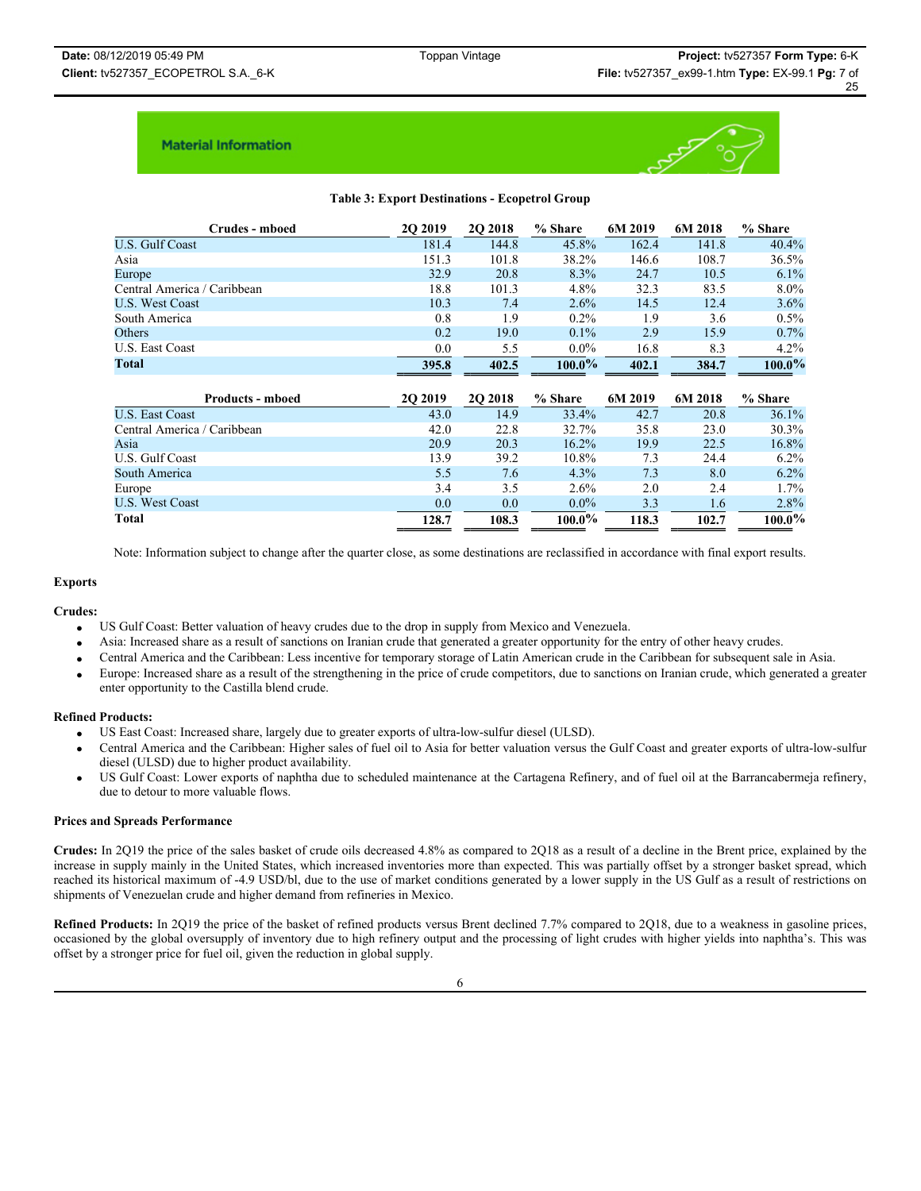## Material Information

**Table 3: Export Destinations - Ecopetrol Group**

| Crudes - mboed | 2Q 2019 | 2Q 2018 | % Share | 6M 2019 | 6M 2018 | % Share |
|---|---|---|---|---|---|---|
| U.S. Gulf Coast | 181.4 | 144.8 | 45.8% | 162.4 | 141.8 | 40.4% |
| Asia | 151.3 | 101.8 | 38.2% | 146.6 | 108.7 | 36.5% |
| Europe | 32.9 | 20.8 | 8.3% | 24.7 | 10.5 | 6.1% |
| Central America / Caribbean | 18.8 | 101.3 | 4.8% | 32.3 | 83.5 | 8.0% |
| U.S. West Coast | 10.3 | 7.4 | 2.6% | 14.5 | 12.4 | 3.6% |
| South America | 0.8 | 1.9 | 0.2% | 1.9 | 3.6 | 0.5% |
| Others | 0.2 | 19.0 | 0.1% | 2.9 | 15.9 | 0.7% |
| U.S. East Coast | 0.0 | 5.5 | 0.0% | 16.8 | 8.3 | 4.2% |
| **Total** | **395.8** | **402.5** | **100.0%** | **402.1** | **384.7** | **100.0%** |

| Products - mboed | 2Q 2019 | 2Q 2018 | % Share | 6M 2019 | 6M 2018 | % Share |
|---|---|---|---|---|---|---|
| U.S. East Coast | 43.0 | 14.9 | 33.4% | 42.7 | 20.8 | 36.1% |
| Central America / Caribbean | 42.0 | 22.8 | 32.7% | 35.8 | 23.0 | 30.3% |
| Asia | 20.9 | 20.3 | 16.2% | 19.9 | 22.5 | 16.8% |
| U.S. Gulf Coast | 13.9 | 39.2 | 10.8% | 7.3 | 24.4 | 6.2% |
| South America | 5.5 | 7.6 | 4.3% | 7.3 | 8.0 | 6.2% |
| Europe | 3.4 | 3.5 | 2.6% | 2.0 | 2.4 | 1.7% |
| U.S. West Coast | 0.0 | 0.0 | 0.0% | 3.3 | 1.6 | 2.8% |
| **Total** | **128.7** | **108.3** | **100.0%** | **118.3** | **102.7** | **100.0%** |

Note: Information subject to change after the quarter close, as some destinations are reclassified in accordance with final export results.

**Exports**

**Crudes:**

- US Gulf Coast: Better valuation of heavy crudes due to the drop in supply from Mexico and Venezuela.
- Asia: Increased share as a result of sanctions on Iranian crude that generated a greater opportunity for the entry of other heavy crudes.
- Central America and the Caribbean: Less incentive for temporary storage of Latin American crude in the Caribbean for subsequent sale in Asia.
- Europe: Increased share as a result of the strengthening in the price of crude competitors, due to sanctions on Iranian crude, which generated a greater enter opportunity to the Castilla blend crude.

**Refined Products:**

- US East Coast: Increased share, largely due to greater exports of ultra-low-sulfur diesel (ULSD).
- Central America and the Caribbean: Higher sales of fuel oil to Asia for better valuation versus the Gulf Coast and greater exports of ultra-low-sulfur diesel (ULSD) due to higher product availability.
- US Gulf Coast: Lower exports of naphtha due to scheduled maintenance at the Cartagena Refinery, and of fuel oil at the Barrancabermeja refinery, due to detour to more valuable flows.

**Prices and Spreads Performance**

**Crudes:** In 2Q19 the price of the sales basket of crude oils decreased 4.8% as compared to 2Q18 as a result of a decline in the Brent price, explained by the increase in supply mainly in the United States, which increased inventories more than expected. This was partially offset by a stronger basket spread, which reached its historical maximum of -4.9 USD/bl, due to the use of market conditions generated by a lower supply in the US Gulf as a result of restrictions on shipments of Venezuelan crude and higher demand from refineries in Mexico.

**Refined Products:** In 2Q19 the price of the basket of refined products versus Brent declined 7.7% compared to 2Q18, due to a weakness in gasoline prices, occasioned by the global oversupply of inventory due to high refinery output and the processing of light crudes with higher yields into naphtha's. This was offset by a stronger price for fuel oil, given the reduction in global supply.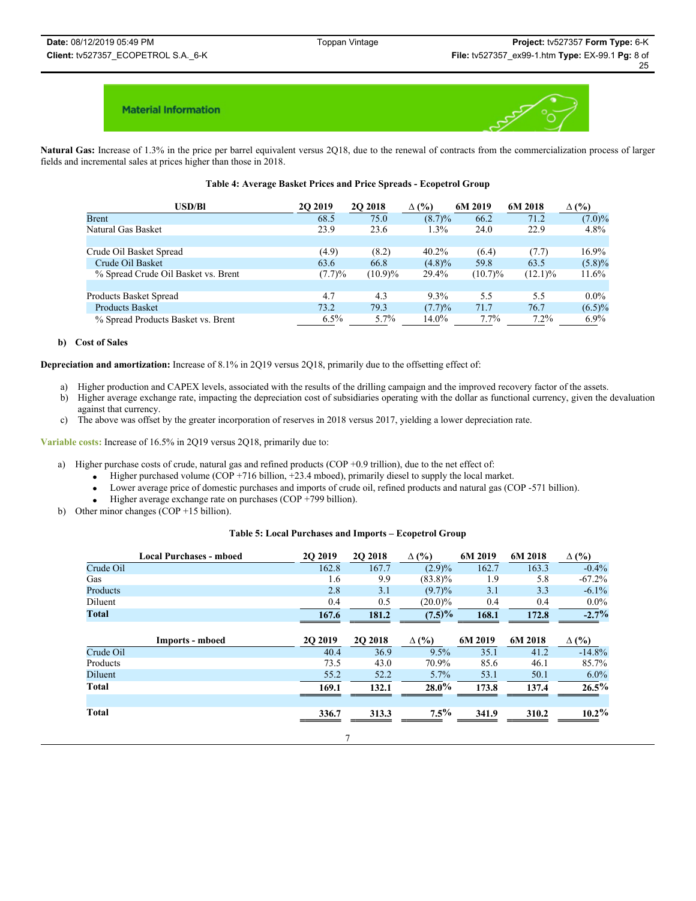**Material Information**

**Natural Gas:** Increase of 1.3% in the price per barrel equivalent versus 2Q18, due to the renewal of contracts from the commercialization process of larger fields and incremental sales at prices higher than those in 2018.

**Table 4: Average Basket Prices and Price Spreads - Ecopetrol Group**

| USD/Bl | 2Q 2019 | 2Q 2018 | ∆ (%) | 6M 2019 | 6M 2018 | ∆ (%) |
|---|---|---|---|---|---|---|
| Brent | 68.5 | 75.0 | (8.7)% | 66.2 | 71.2 | (7.0)% |
| Natural Gas Basket | 23.9 | 23.6 | 1.3% | 24.0 | 22.9 | 4.8% |
| | | | | | | |
| Crude Oil Basket Spread | (4.9) | (8.2) | 40.2% | (6.4) | (7.7) | 16.9% |
| Crude Oil Basket | 63.6 | 66.8 | (4.8)% | 59.8 | 63.5 | (5.8)% |
| % Spread Crude Oil Basket vs. Brent | (7.7)% | (10.9)% | 29.4% | (10.7)% | (12.1)% | 11.6% |
| | | | | | | |
| Products Basket Spread | 4.7 | 4.3 | 9.3% | 5.5 | 5.5 | 0.0% |
| Products Basket | 73.2 | 79.3 | (7.7)% | 71.7 | 76.7 | (6.5)% |
| % Spread Products Basket vs. Brent | 6.5% | 5.7% | 14.0% | 7.7% | 7.2% | 6.9% |

**b) Cost of Sales**

**Depreciation and amortization:** Increase of 8.1% in 2Q19 versus 2Q18, primarily due to the offsetting effect of:

a) Higher production and CAPEX levels, associated with the results of the drilling campaign and the improved recovery factor of the assets.
b) Higher average exchange rate, impacting the depreciation cost of subsidiaries operating with the dollar as functional currency, given the devaluation against that currency.
c) The above was offset by the greater incorporation of reserves in 2018 versus 2017, yielding a lower depreciation rate.

**Variable costs:** Increase of 16.5% in 2Q19 versus 2Q18, primarily due to:

a) Higher purchase costs of crude, natural gas and refined products (COP +0.9 trillion), due to the net effect of:
   - Higher purchased volume (COP +716 billion, +23.4 mboed), primarily diesel to supply the local market.
   - Lower average price of domestic purchases and imports of crude oil, refined products and natural gas (COP -571 billion).
   - Higher average exchange rate on purchases (COP +799 billion).
b) Other minor changes (COP +15 billion).

**Table 5: Local Purchases and Imports – Ecopetrol Group**

| Local Purchases - mboed | 2Q 2019 | 2Q 2018 | ∆ (%) | 6M 2019 | 6M 2018 | ∆ (%) |
|---|---|---|---|---|---|---|
| Crude Oil | 162.8 | 167.7 | (2.9)% | 162.7 | 163.3 | -0.4% |
| Gas | 1.6 | 9.9 | (83.8)% | 1.9 | 5.8 | -67.2% |
| Products | 2.8 | 3.1 | (9.7)% | 3.1 | 3.3 | -6.1% |
| Diluent | 0.4 | 0.5 | (20.0)% | 0.4 | 0.4 | 0.0% |
| **Total** | **167.6** | **181.2** | **(7.5)%** | **168.1** | **172.8** | **-2.7%** |
| **Imports - mboed** | **2Q 2019** | **2Q 2018** | **∆ (%)** | **6M 2019** | **6M 2018** | **∆ (%)** |
| Crude Oil | 40.4 | 36.9 | 9.5% | 35.1 | 41.2 | -14.8% |
| Products | 73.5 | 43.0 | 70.9% | 85.6 | 46.1 | 85.7% |
| Diluent | 55.2 | 52.2 | 5.7% | 53.1 | 50.1 | 6.0% |
| **Total** | **169.1** | **132.1** | **28.0%** | **173.8** | **137.4** | **26.5%** |
| | | | | | | |
| **Total** | **336.7** | **313.3** | **7.5%** | **341.9** | **310.2** | **10.2%** |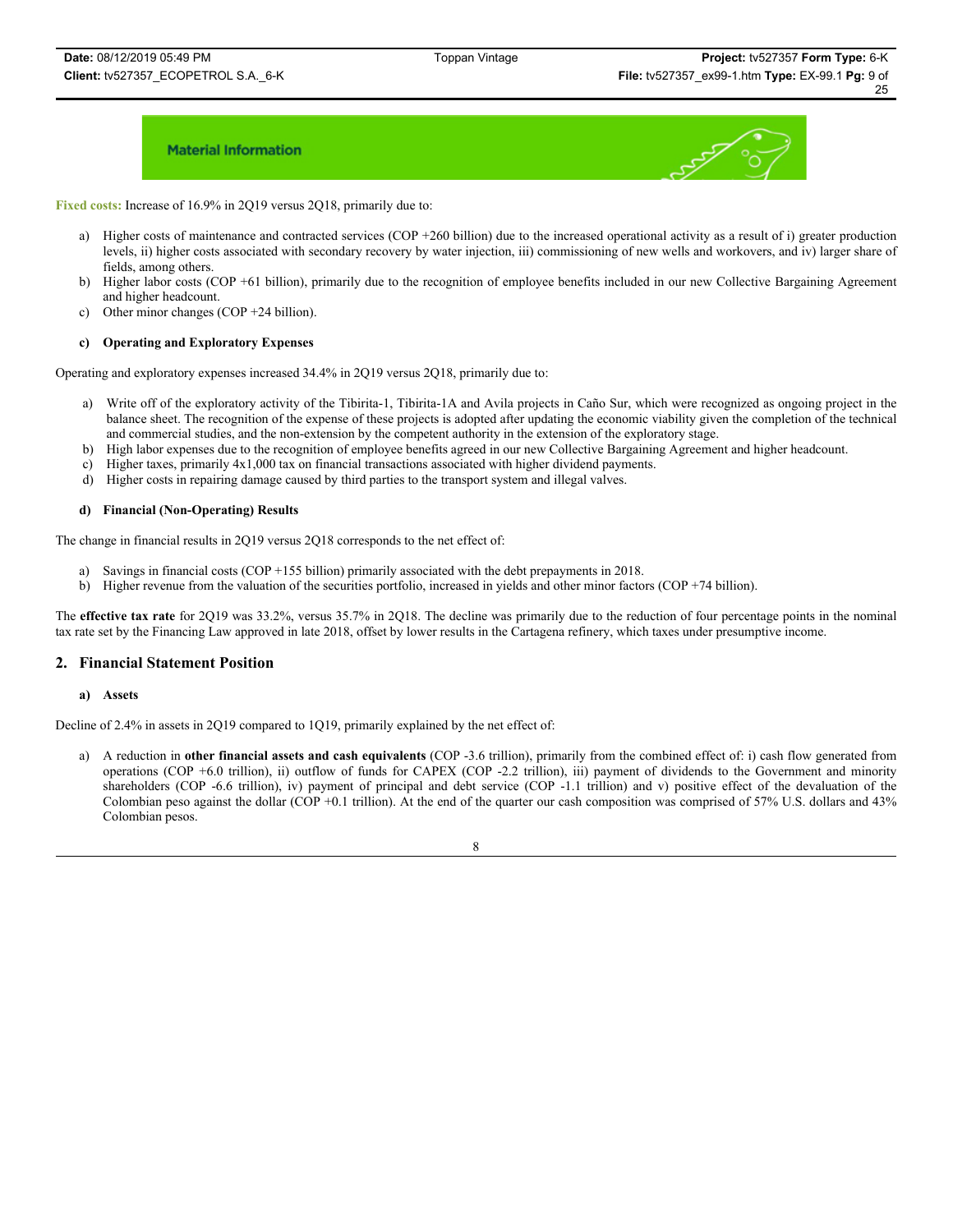**Fixed costs:** Increase of 16.9% in 2Q19 versus 2Q18, primarily due to:

a) Higher costs of maintenance and contracted services (COP +260 billion) due to the increased operational activity as a result of i) greater production levels, ii) higher costs associated with secondary recovery by water injection, iii) commissioning of new wells and workovers, and iv) larger share of fields, among others.
b) Higher labor costs (COP +61 billion), primarily due to the recognition of employee benefits included in our new Collective Bargaining Agreement and higher headcount.
c) Other minor changes (COP +24 billion).

#### c) Operating and Exploratory Expenses

Operating and exploratory expenses increased 34.4% in 2Q19 versus 2Q18, primarily due to:

a) Write off of the exploratory activity of the Tibirita-1, Tibirita-1A and Avila projects in Caño Sur, which were recognized as ongoing project in the balance sheet. The recognition of the expense of these projects is adopted after updating the economic viability given the completion of the technical and commercial studies, and the non-extension by the competent authority in the extension of the exploratory stage.
b) High labor expenses due to the recognition of employee benefits agreed in our new Collective Bargaining Agreement and higher headcount.
c) Higher taxes, primarily 4x1,000 tax on financial transactions associated with higher dividend payments.
d) Higher costs in repairing damage caused by third parties to the transport system and illegal valves.

#### d) Financial (Non-Operating) Results

The change in financial results in 2Q19 versus 2Q18 corresponds to the net effect of:

a) Savings in financial costs (COP +155 billion) primarily associated with the debt prepayments in 2018.
b) Higher revenue from the valuation of the securities portfolio, increased in yields and other minor factors (COP +74 billion).

The **effective tax rate** for 2Q19 was 33.2%, versus 35.7% in 2Q18. The decline was primarily due to the reduction of four percentage points in the nominal tax rate set by the Financing Law approved in late 2018, offset by lower results in the Cartagena refinery, which taxes under presumptive income.

## 2. Financial Statement Position

#### a) Assets

Decline of 2.4% in assets in 2Q19 compared to 1Q19, primarily explained by the net effect of:

a) A reduction in **other financial assets and cash equivalents** (COP -3.6 trillion), primarily from the combined effect of: i) cash flow generated from operations (COP +6.0 trillion), ii) outflow of funds for CAPEX (COP -2.2 trillion), iii) payment of dividends to the Government and minority shareholders (COP -6.6 trillion), iv) payment of principal and debt service (COP -1.1 trillion) and v) positive effect of the devaluation of the Colombian peso against the dollar (COP +0.1 trillion). At the end of the quarter our cash composition was comprised of 57% U.S. dollars and 43% Colombian pesos.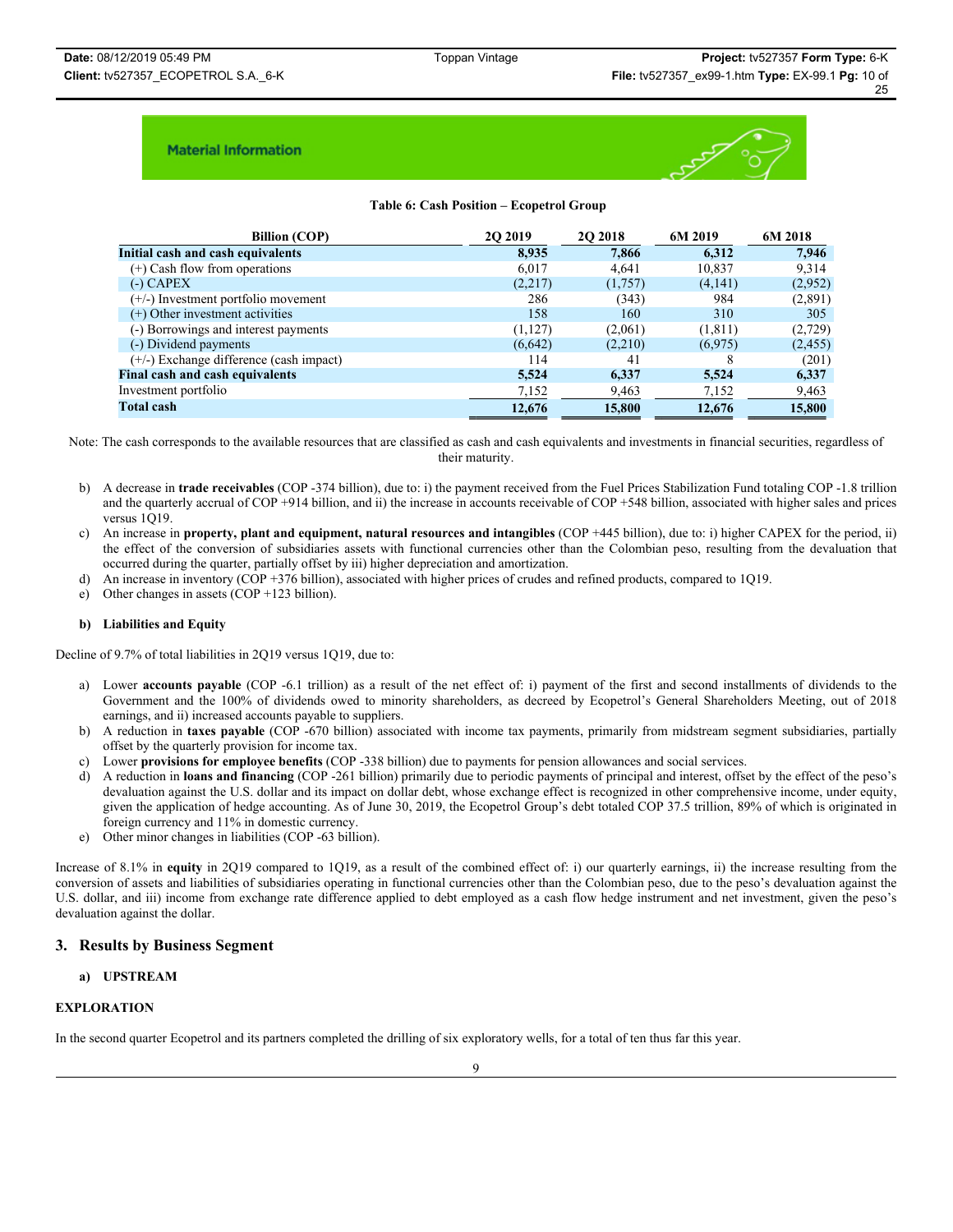Material Information

**Table 6: Cash Position – Ecopetrol Group**

| Billion (COP) | 2Q 2019 | 2Q 2018 | 6M 2019 | 6M 2018 |
|---|---|---|---|---|
| **Initial cash and cash equivalents** | **8,935** | **7,866** | **6,312** | **7,946** |
| (+) Cash flow from operations | 6,017 | 4,641 | 10,837 | 9,314 |
| (-) CAPEX | (2,217) | (1,757) | (4,141) | (2,952) |
| (+/-) Investment portfolio movement | 286 | (343) | 984 | (2,891) |
| (+) Other investment activities | 158 | 160 | 310 | 305 |
| (-) Borrowings and interest payments | (1,127) | (2,061) | (1,811) | (2,729) |
| (-) Dividend payments | (6,642) | (2,210) | (6,975) | (2,455) |
| (+/-) Exchange difference (cash impact) | 114 | 41 | 8 | (201) |
| **Final cash and cash equivalents** | **5,524** | **6,337** | **5,524** | **6,337** |
| Investment portfolio | 7,152 | 9,463 | 7,152 | 9,463 |
| **Total cash** | **12,676** | **15,800** | **12,676** | **15,800** |

Note: The cash corresponds to the available resources that are classified as cash and cash equivalents and investments in financial securities, regardless of their maturity.

b) A decrease in **trade receivables** (COP -374 billion), due to: i) the payment received from the Fuel Prices Stabilization Fund totaling COP -1.8 trillion and the quarterly accrual of COP +914 billion, and ii) the increase in accounts receivable of COP +548 billion, associated with higher sales and prices versus 1Q19.

c) An increase in **property, plant and equipment, natural resources and intangibles** (COP +445 billion), due to: i) higher CAPEX for the period, ii) the effect of the conversion of subsidiaries assets with functional currencies other than the Colombian peso, resulting from the devaluation that occurred during the quarter, partially offset by iii) higher depreciation and amortization.

d) An increase in inventory (COP +376 billion), associated with higher prices of crudes and refined products, compared to 1Q19.

e) Other changes in assets (COP +123 billion).

**b) Liabilities and Equity**

Decline of 9.7% of total liabilities in 2Q19 versus 1Q19, due to:

a) Lower **accounts payable** (COP -6.1 trillion) as a result of the net effect of: i) payment of the first and second installments of dividends to the Government and the 100% of dividends owed to minority shareholders, as decreed by Ecopetrol's General Shareholders Meeting, out of 2018 earnings, and ii) increased accounts payable to suppliers.

b) A reduction in **taxes payable** (COP -670 billion) associated with income tax payments, primarily from midstream segment subsidiaries, partially offset by the quarterly provision for income tax.

c) Lower **provisions for employee benefits** (COP -338 billion) due to payments for pension allowances and social services.

d) A reduction in **loans and financing** (COP -261 billion) primarily due to periodic payments of principal and interest, offset by the effect of the peso's devaluation against the U.S. dollar and its impact on dollar debt, whose exchange effect is recognized in other comprehensive income, under equity, given the application of hedge accounting. As of June 30, 2019, the Ecopetrol Group's debt totaled COP 37.5 trillion, 89% of which is originated in foreign currency and 11% in domestic currency.

e) Other minor changes in liabilities (COP -63 billion).

Increase of 8.1% in **equity** in 2Q19 compared to 1Q19, as a result of the combined effect of: i) our quarterly earnings, ii) the increase resulting from the conversion of assets and liabilities of subsidiaries operating in functional currencies other than the Colombian peso, due to the peso's devaluation against the U.S. dollar, and iii) income from exchange rate difference applied to debt employed as a cash flow hedge instrument and net investment, given the peso's devaluation against the dollar.

## 3. Results by Business Segment

### a) UPSTREAM

**EXPLORATION**

In the second quarter Ecopetrol and its partners completed the drilling of six exploratory wells, for a total of ten thus far this year.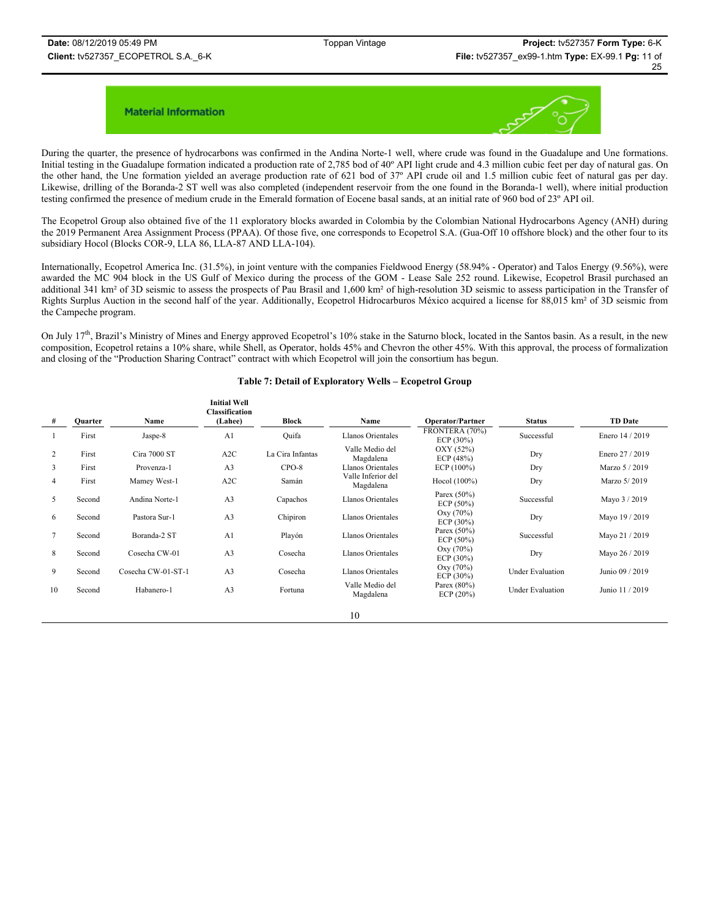## Material Information

During the quarter, the presence of hydrocarbons was confirmed in the Andina Norte-1 well, where crude was found in the Guadalupe and Une formations. Initial testing in the Guadalupe formation indicated a production rate of 2,785 bod of 40º API light crude and 4.3 million cubic feet per day of natural gas. On the other hand, the Une formation yielded an average production rate of 621 bod of 37º API crude oil and 1.5 million cubic feet of natural gas per day. Likewise, drilling of the Boranda-2 ST well was also completed (independent reservoir from the one found in the Boranda-1 well), where initial production testing confirmed the presence of medium crude in the Emerald formation of Eocene basal sands, at an initial rate of 960 bod of 23º API oil.

The Ecopetrol Group also obtained five of the 11 exploratory blocks awarded in Colombia by the Colombian National Hydrocarbons Agency (ANH) during the 2019 Permanent Area Assignment Process (PPAA). Of those five, one corresponds to Ecopetrol S.A. (Gua-Off 10 offshore block) and the other four to its subsidiary Hocol (Blocks COR-9, LLA 86, LLA-87 AND LLA-104).

Internationally, Ecopetrol America Inc. (31.5%), in joint venture with the companies Fieldwood Energy (58.94% - Operator) and Talos Energy (9.56%), were awarded the MC 904 block in the US Gulf of Mexico during the process of the GOM - Lease Sale 252 round. Likewise, Ecopetrol Brasil purchased an additional 341 km² of 3D seismic to assess the prospects of Pau Brasil and 1,600 km² of high-resolution 3D seismic to assess participation in the Transfer of Rights Surplus Auction in the second half of the year. Additionally, Ecopetrol Hidrocarburos México acquired a license for 88,015 km² of 3D seismic from the Campeche program.

On July 17th, Brazil's Ministry of Mines and Energy approved Ecopetrol's 10% stake in the Saturno block, located in the Santos basin. As a result, in the new composition, Ecopetrol retains a 10% share, while Shell, as Operator, holds 45% and Chevron the other 45%. With this approval, the process of formalization and closing of the "Production Sharing Contract" contract with which Ecopetrol will join the consortium has begun.

**Table 7: Detail of Exploratory Wells – Ecopetrol Group**

| # | Quarter | Name | Initial Well Classification (Lahee) | Block | Name | Operator/Partner | Status | TD Date |
|---|---|---|---|---|---|---|---|---|
| 1 | First | Jaspe-8 | A1 | Quifa | Llanos Orientales | FRONTERA (70%) ECP (30%) | Successful | Enero 14 / 2019 |
| 2 | First | Cira 7000 ST | A2C | La Cira Infantas | Valle Medio del Magdalena | OXY (52%) ECP (48%) | Dry | Enero 27 / 2019 |
| 3 | First | Provenza-1 | A3 | CPO-8 | Llanos Orientales | ECP (100%) | Dry | Marzo 5 / 2019 |
| 4 | First | Mamey West-1 | A2C | Samán | Valle Inferior del Magdalena | Hocol (100%) | Dry | Marzo 5/ 2019 |
| 5 | Second | Andina Norte-1 | A3 | Capachos | Llanos Orientales | Parex (50%) ECP (50%) | Successful | Mayo 3 / 2019 |
| 6 | Second | Pastora Sur-1 | A3 | Chipiron | Llanos Orientales | Oxy (70%) ECP (30%) | Dry | Mayo 19 / 2019 |
| 7 | Second | Boranda-2 ST | A1 | Playón | Llanos Orientales | Parex (50%) ECP (50%) | Successful | Mayo 21 / 2019 |
| 8 | Second | Cosecha CW-01 | A3 | Cosecha | Llanos Orientales | Oxy (70%) ECP (30%) | Dry | Mayo 26 / 2019 |
| 9 | Second | Cosecha CW-01-ST-1 | A3 | Cosecha | Llanos Orientales | Oxy (70%) ECP (30%) | Under Evaluation | Junio 09 / 2019 |
| 10 | Second | Habanero-1 | A3 | Fortuna | Valle Medio del Magdalena | Parex (80%) ECP (20%) | Under Evaluation | Junio 11 / 2019 |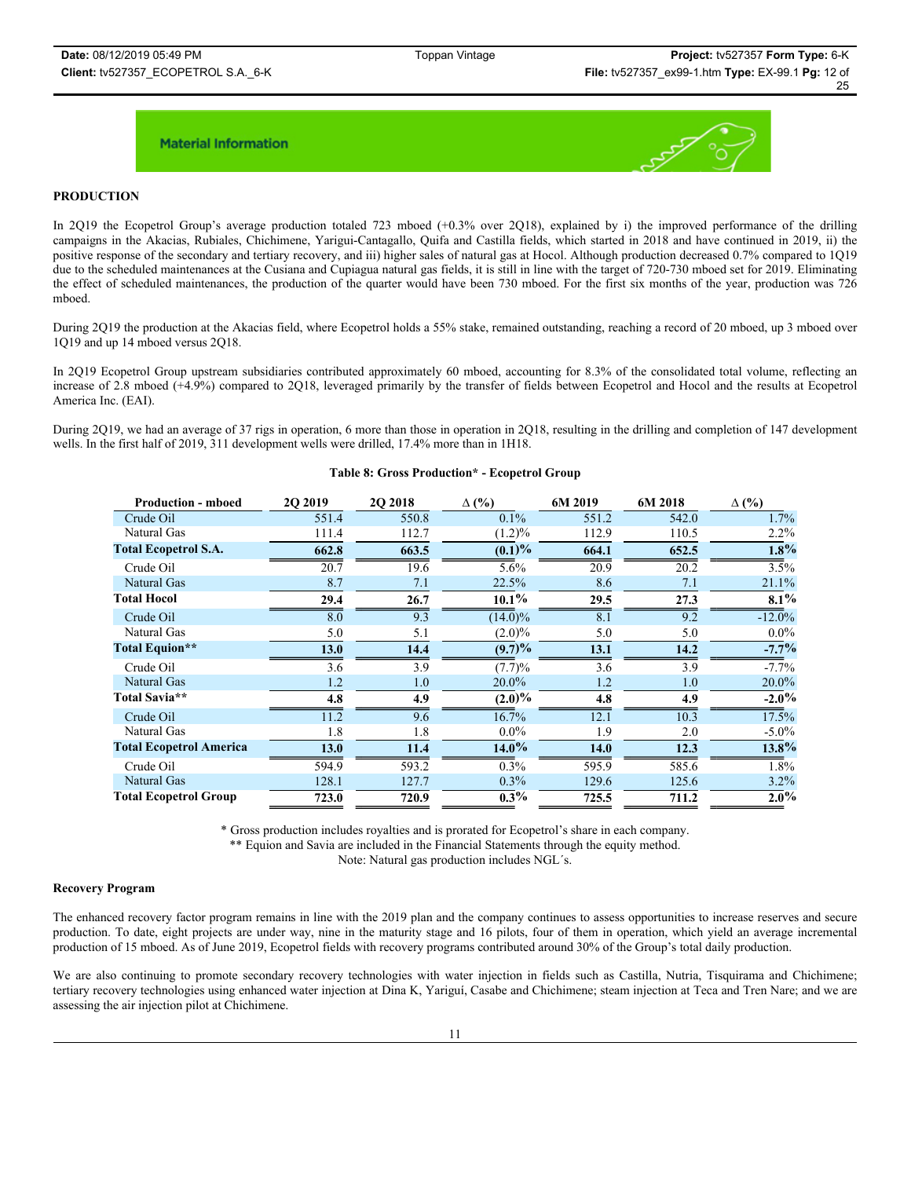Material Information

## PRODUCTION

In 2Q19 the Ecopetrol Group's average production totaled 723 mboed (+0.3% over 2Q18), explained by i) the improved performance of the drilling campaigns in the Akacias, Rubiales, Chichimene, Yarigui-Cantagallo, Quifa and Castilla fields, which started in 2018 and have continued in 2019, ii) the positive response of the secondary and tertiary recovery, and iii) higher sales of natural gas at Hocol. Although production decreased 0.7% compared to 1Q19 due to the scheduled maintenances at the Cusiana and Cupiagua natural gas fields, it is still in line with the target of 720-730 mboed set for 2019. Eliminating the effect of scheduled maintenances, the production of the quarter would have been 730 mboed. For the first six months of the year, production was 726 mboed.

During 2Q19 the production at the Akacias field, where Ecopetrol holds a 55% stake, remained outstanding, reaching a record of 20 mboed, up 3 mboed over 1Q19 and up 14 mboed versus 2Q18.

In 2Q19 Ecopetrol Group upstream subsidiaries contributed approximately 60 mboed, accounting for 8.3% of the consolidated total volume, reflecting an increase of 2.8 mboed (+4.9%) compared to 2Q18, leveraged primarily by the transfer of fields between Ecopetrol and Hocol and the results at Ecopetrol America Inc. (EAI).

During 2Q19, we had an average of 37 rigs in operation, 6 more than those in operation in 2Q18, resulting in the drilling and completion of 147 development wells. In the first half of 2019, 311 development wells were drilled, 17.4% more than in 1H18.

**Table 8: Gross Production\* - Ecopetrol Group**

| Production - mboed | 2Q 2019 | 2Q 2018 | Δ (%) | 6M 2019 | 6M 2018 | Δ (%) |
|---|---|---|---|---|---|---|
| Crude Oil | 551.4 | 550.8 | 0.1% | 551.2 | 542.0 | 1.7% |
| Natural Gas | 111.4 | 112.7 | (1.2)% | 112.9 | 110.5 | 2.2% |
| **Total Ecopetrol S.A.** | **662.8** | **663.5** | **(0.1)%** | **664.1** | **652.5** | **1.8%** |
| Crude Oil | 20.7 | 19.6 | 5.6% | 20.9 | 20.2 | 3.5% |
| Natural Gas | 8.7 | 7.1 | 22.5% | 8.6 | 7.1 | 21.1% |
| **Total Hocol** | **29.4** | **26.7** | **10.1%** | **29.5** | **27.3** | **8.1%** |
| Crude Oil | 8.0 | 9.3 | (14.0)% | 8.1 | 9.2 | -12.0% |
| Natural Gas | 5.0 | 5.1 | (2.0)% | 5.0 | 5.0 | 0.0% |
| **Total Equion\*\*** | **13.0** | **14.4** | **(9.7)%** | **13.1** | **14.2** | **-7.7%** |
| Crude Oil | 3.6 | 3.9 | (7.7)% | 3.6 | 3.9 | -7.7% |
| Natural Gas | 1.2 | 1.0 | 20.0% | 1.2 | 1.0 | 20.0% |
| **Total Savia\*\*** | **4.8** | **4.9** | **(2.0)%** | **4.8** | **4.9** | **-2.0%** |
| Crude Oil | 11.2 | 9.6 | 16.7% | 12.1 | 10.3 | 17.5% |
| Natural Gas | 1.8 | 1.8 | 0.0% | 1.9 | 2.0 | -5.0% |
| **Total Ecopetrol America** | **13.0** | **11.4** | **14.0%** | **14.0** | **12.3** | **13.8%** |
| Crude Oil | 594.9 | 593.2 | 0.3% | 595.9 | 585.6 | 1.8% |
| Natural Gas | 128.1 | 127.7 | 0.3% | 129.6 | 125.6 | 3.2% |
| **Total Ecopetrol Group** | **723.0** | **720.9** | **0.3%** | **725.5** | **711.2** | **2.0%** |

\* Gross production includes royalties and is prorated for Ecopetrol's share in each company.
\*\* Equion and Savia are included in the Financial Statements through the equity method.
Note: Natural gas production includes NGL´s.

### Recovery Program

The enhanced recovery factor program remains in line with the 2019 plan and the company continues to assess opportunities to increase reserves and secure production. To date, eight projects are under way, nine in the maturity stage and 16 pilots, four of them in operation, which yield an average incremental production of 15 mboed. As of June 2019, Ecopetrol fields with recovery programs contributed around 30% of the Group's total daily production.

We are also continuing to promote secondary recovery technologies with water injection in fields such as Castilla, Nutria, Tisquirama and Chichimene; tertiary recovery technologies using enhanced water injection at Dina K, Yariguí, Casabe and Chichimene; steam injection at Teca and Tren Nare; and we are assessing the air injection pilot at Chichimene.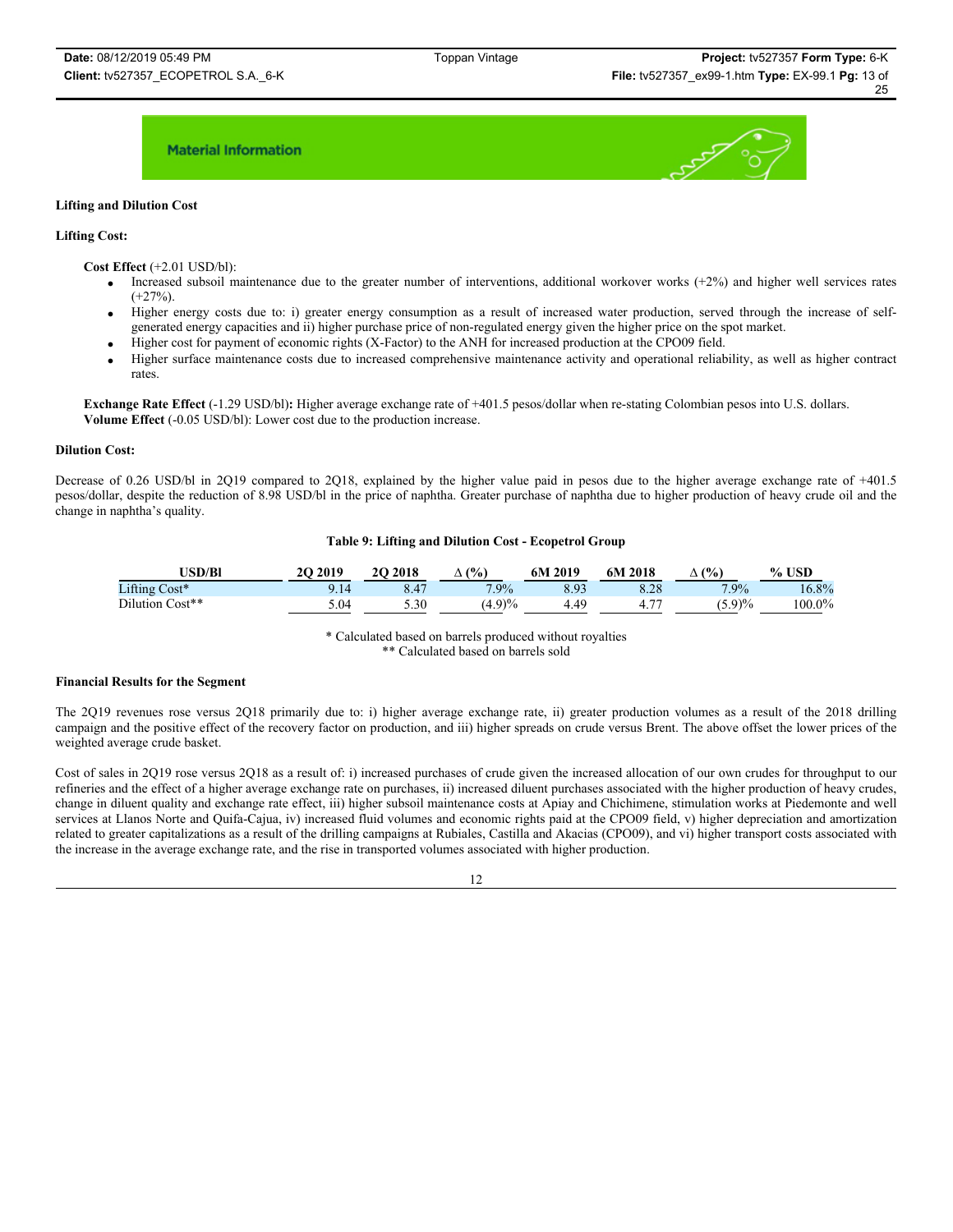**Material Information**

**Lifting and Dilution Cost**

**Lifting Cost:**

**Cost Effect** (+2.01 USD/bl):

- Increased subsoil maintenance due to the greater number of interventions, additional workover works (+2%) and higher well services rates (+27%).
- Higher energy costs due to: i) greater energy consumption as a result of increased water production, served through the increase of self-generated energy capacities and ii) higher purchase price of non-regulated energy given the higher price on the spot market.
- Higher cost for payment of economic rights (X-Factor) to the ANH for increased production at the CPO09 field.
- Higher surface maintenance costs due to increased comprehensive maintenance activity and operational reliability, as well as higher contract rates.

**Exchange Rate Effect** (-1.29 USD/bl)**:** Higher average exchange rate of +401.5 pesos/dollar when re-stating Colombian pesos into U.S. dollars.
**Volume Effect** (-0.05 USD/bl): Lower cost due to the production increase.

**Dilution Cost:**

Decrease of 0.26 USD/bl in 2Q19 compared to 2Q18, explained by the higher value paid in pesos due to the higher average exchange rate of +401.5 pesos/dollar, despite the reduction of 8.98 USD/bl in the price of naphtha. Greater purchase of naphtha due to higher production of heavy crude oil and the change in naphtha's quality.

**Table 9: Lifting and Dilution Cost - Ecopetrol Group**

| USD/Bl | 2Q 2019 | 2Q 2018 | ∆ (%) | 6M 2019 | 6M 2018 | ∆ (%) | % USD |
|---|---|---|---|---|---|---|---|
| Lifting Cost* | 9.14 | 8.47 | 7.9% | 8.93 | 8.28 | 7.9% | 16.8% |
| Dilution Cost** | 5.04 | 5.30 | (4.9)% | 4.49 | 4.77 | (5.9)% | 100.0% |

\* Calculated based on barrels produced without royalties
\** Calculated based on barrels sold

**Financial Results for the Segment**

The 2Q19 revenues rose versus 2Q18 primarily due to: i) higher average exchange rate, ii) greater production volumes as a result of the 2018 drilling campaign and the positive effect of the recovery factor on production, and iii) higher spreads on crude versus Brent. The above offset the lower prices of the weighted average crude basket.

Cost of sales in 2Q19 rose versus 2Q18 as a result of: i) increased purchases of crude given the increased allocation of our own crudes for throughput to our refineries and the effect of a higher average exchange rate on purchases, ii) increased diluent purchases associated with the higher production of heavy crudes, change in diluent quality and exchange rate effect, iii) higher subsoil maintenance costs at Apiay and Chichimene, stimulation works at Piedemonte and well services at Llanos Norte and Quifa-Cajua, iv) increased fluid volumes and economic rights paid at the CPO09 field, v) higher depreciation and amortization related to greater capitalizations as a result of the drilling campaigns at Rubiales, Castilla and Akacias (CPO09), and vi) higher transport costs associated with the increase in the average exchange rate, and the rise in transported volumes associated with higher production.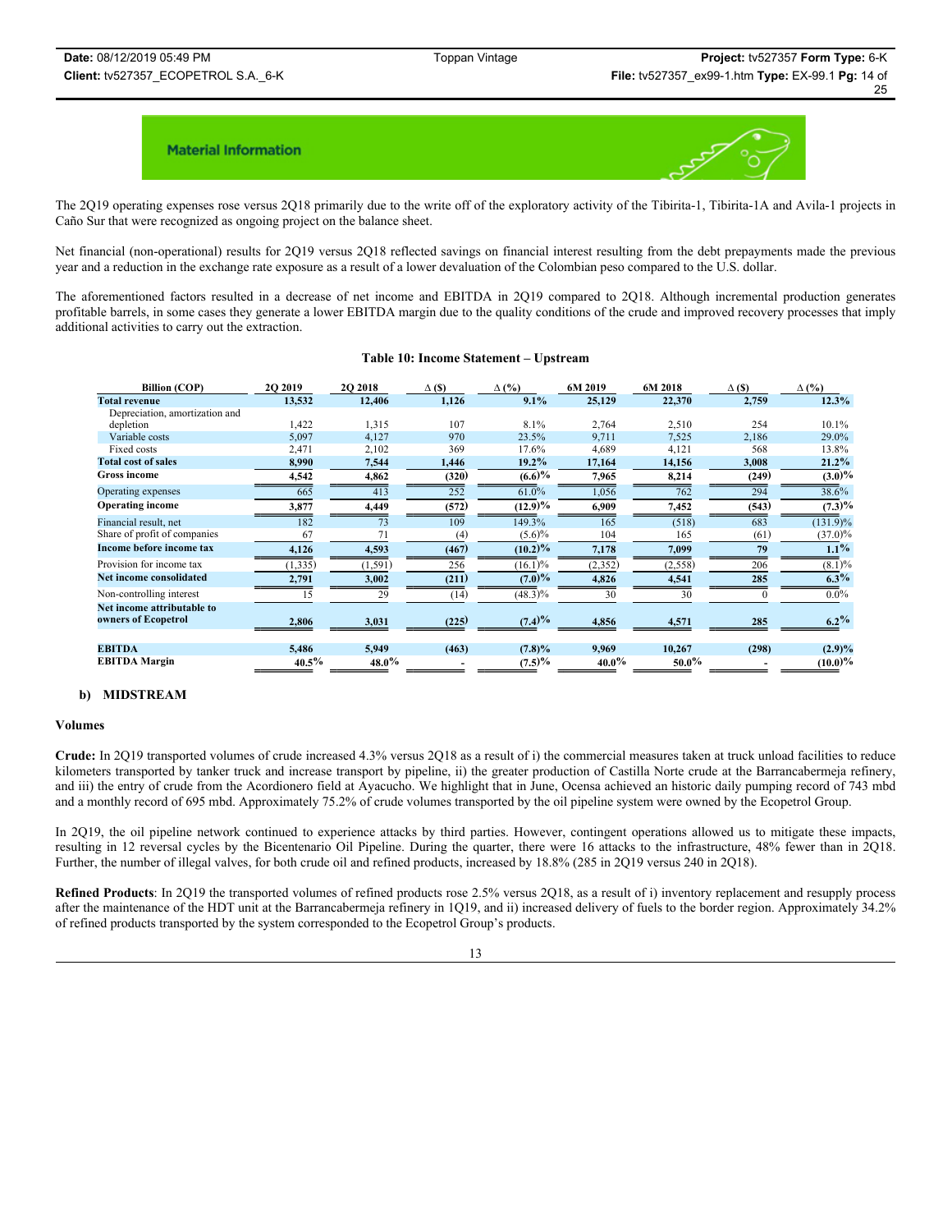**Material Information**

The 2Q19 operating expenses rose versus 2Q18 primarily due to the write off of the exploratory activity of the Tibirita-1, Tibirita-1A and Avila-1 projects in Caño Sur that were recognized as ongoing project on the balance sheet.

Net financial (non-operational) results for 2Q19 versus 2Q18 reflected savings on financial interest resulting from the debt prepayments made the previous year and a reduction in the exchange rate exposure as a result of a lower devaluation of the Colombian peso compared to the U.S. dollar.

The aforementioned factors resulted in a decrease of net income and EBITDA in 2Q19 compared to 2Q18. Although incremental production generates profitable barrels, in some cases they generate a lower EBITDA margin due to the quality conditions of the crude and improved recovery processes that imply additional activities to carry out the extraction.

**Table 10: Income Statement – Upstream**

| Billion (COP) | 2Q 2019 | 2Q 2018 | Δ ($) | Δ (%) | 6M 2019 | 6M 2018 | Δ ($) | Δ (%) |
|---|---|---|---|---|---|---|---|---|
| **Total revenue** | **13,532** | **12,406** | **1,126** | **9.1%** | **25,129** | **22,370** | **2,759** | **12.3%** |
| Depreciation, amortization and depletion | 1,422 | 1,315 | 107 | 8.1% | 2,764 | 2,510 | 254 | 10.1% |
| Variable costs | 5,097 | 4,127 | 970 | 23.5% | 9,711 | 7,525 | 2,186 | 29.0% |
| Fixed costs | 2,471 | 2,102 | 369 | 17.6% | 4,689 | 4,121 | 568 | 13.8% |
| **Total cost of sales** | **8,990** | **7,544** | **1,446** | **19.2%** | **17,164** | **14,156** | **3,008** | **21.2%** |
| **Gross income** | **4,542** | **4,862** | **(320)** | **(6.6)%** | **7,965** | **8,214** | **(249)** | **(3.0)%** |
| Operating expenses | 665 | 413 | 252 | 61.0% | 1,056 | 762 | 294 | 38.6% |
| **Operating income** | **3,877** | **4,449** | **(572)** | **(12.9)%** | **6,909** | **7,452** | **(543)** | **(7.3)%** |
| Financial result, net | 182 | 73 | 109 | 149.3% | 165 | (518) | 683 | (131.9)% |
| Share of profit of companies | 67 | 71 | (4) | (5.6)% | 104 | 165 | (61) | (37.0)% |
| **Income before income tax** | **4,126** | **4,593** | **(467)** | **(10.2)%** | **7,178** | **7,099** | **79** | **1.1%** |
| Provision for income tax | (1,335) | (1,591) | 256 | (16.1)% | (2,352) | (2,558) | 206 | (8.1)% |
| **Net income consolidated** | **2,791** | **3,002** | **(211)** | **(7.0)%** | **4,826** | **4,541** | **285** | **6.3%** |
| Non-controlling interest | 15 | 29 | (14) | (48.3)% | 30 | 30 | 0 | 0.0% |
| **Net income attributable to owners of Ecopetrol** | **2,806** | **3,031** | **(225)** | **(7.4)%** | **4,856** | **4,571** | **285** | **6.2%** |
| | | | | | | | | |
| **EBITDA** | **5,486** | **5,949** | **(463)** | **(7.8)%** | **9,969** | **10,267** | **(298)** | **(2.9)%** |
| **EBITDA Margin** | **40.5%** | **48.0%** | **-** | **(7.5)%** | **40.0%** | **50.0%** | **-** | **(10.0)%** |

### b) MIDSTREAM

**Volumes**

**Crude:** In 2Q19 transported volumes of crude increased 4.3% versus 2Q18 as a result of i) the commercial measures taken at truck unload facilities to reduce kilometers transported by tanker truck and increase transport by pipeline, ii) the greater production of Castilla Norte crude at the Barrancabermeja refinery, and iii) the entry of crude from the Acordionero field at Ayacucho. We highlight that in June, Ocensa achieved an historic daily pumping record of 743 mbd and a monthly record of 695 mbd. Approximately 75.2% of crude volumes transported by the oil pipeline system were owned by the Ecopetrol Group.

In 2Q19, the oil pipeline network continued to experience attacks by third parties. However, contingent operations allowed us to mitigate these impacts, resulting in 12 reversal cycles by the Bicentenario Oil Pipeline. During the quarter, there were 16 attacks to the infrastructure, 48% fewer than in 2Q18. Further, the number of illegal valves, for both crude oil and refined products, increased by 18.8% (285 in 2Q19 versus 240 in 2Q18).

**Refined Products**: In 2Q19 the transported volumes of refined products rose 2.5% versus 2Q18, as a result of i) inventory replacement and resupply process after the maintenance of the HDT unit at the Barrancabermeja refinery in 1Q19, and ii) increased delivery of fuels to the border region. Approximately 34.2% of refined products transported by the system corresponded to the Ecopetrol Group's products.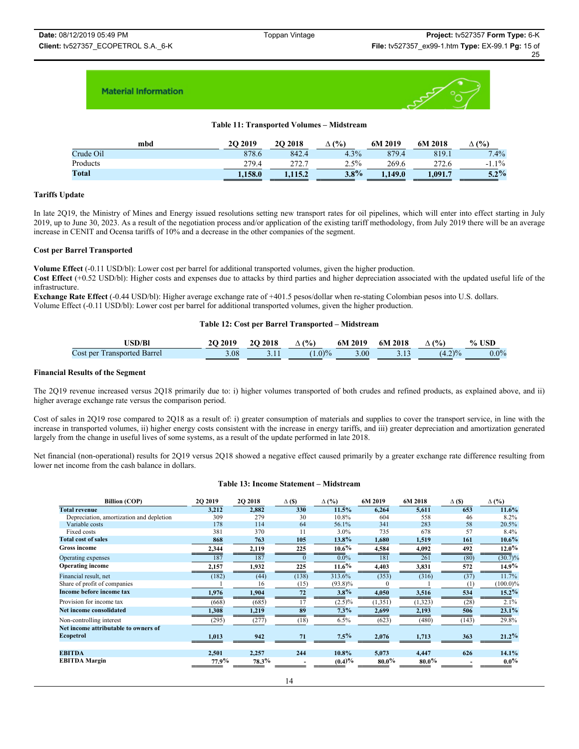**Material Information**

**Table 11: Transported Volumes – Midstream**

| mbd | 2Q 2019 | 2Q 2018 | Δ (%) | 6M 2019 | 6M 2018 | Δ (%) |
|---|---|---|---|---|---|---|
| Crude Oil | 878.6 | 842.4 | 4.3% | 879.4 | 819.1 | 7.4% |
| Products | 279.4 | 272.7 | 2.5% | 269.6 | 272.6 | -1.1% |
| **Total** | **1,158.0** | **1,115.2** | **3.8%** | **1,149.0** | **1,091.7** | **5.2%** |

### Tariffs Update

In late 2Q19, the Ministry of Mines and Energy issued resolutions setting new transport rates for oil pipelines, which will enter into effect starting in July 2019, up to June 30, 2023. As a result of the negotiation process and/or application of the existing tariff methodology, from July 2019 there will be an average increase in CENIT and Ocensa tariffs of 10% and a decrease in the other companies of the segment.

### Cost per Barrel Transported

**Volume Effect** (-0.11 USD/bl): Lower cost per barrel for additional transported volumes, given the higher production.
**Cost Effect** (+0.52 USD/bl): Higher costs and expenses due to attacks by third parties and higher depreciation associated with the updated useful life of the infrastructure.
**Exchange Rate Effect** (-0.44 USD/bl): Higher average exchange rate of +401.5 pesos/dollar when re-stating Colombian pesos into U.S. dollars.
Volume Effect (-0.11 USD/bl): Lower cost per barrel for additional transported volumes, given the higher production.

**Table 12: Cost per Barrel Transported – Midstream**

| USD/Bl | 2Q 2019 | 2Q 2018 | Δ (%) | 6M 2019 | 6M 2018 | Δ (%) | % USD |
|---|---|---|---|---|---|---|---|
| Cost per Transported Barrel | 3.08 | 3.11 | (1.0)% | 3.00 | 3.13 | (4.2)% | 0.0% |

### Financial Results of the Segment

The 2Q19 revenue increased versus 2Q18 primarily due to: i) higher volumes transported of both crudes and refined products, as explained above, and ii) higher average exchange rate versus the comparison period.

Cost of sales in 2Q19 rose compared to 2Q18 as a result of: i) greater consumption of materials and supplies to cover the transport service, in line with the increase in transported volumes, ii) higher energy costs consistent with the increase in energy tariffs, and iii) greater depreciation and amortization generated largely from the change in useful lives of some systems, as a result of the update performed in late 2018.

Net financial (non-operational) results for 2Q19 versus 2Q18 showed a negative effect caused primarily by a greater exchange rate difference resulting from lower net income from the cash balance in dollars.

**Table 13: Income Statement – Midstream**

| Billion (COP) | 2Q 2019 | 2Q 2018 | Δ ($) | Δ (%) | 6M 2019 | 6M 2018 | Δ ($) | Δ (%) |
|---|---|---|---|---|---|---|---|---|
| **Total revenue** | **3,212** | **2,882** | **330** | **11.5%** | **6,264** | **5,611** | **653** | **11.6%** |
| Depreciation, amortization and depletion | 309 | 279 | 30 | 10.8% | 604 | 558 | 46 | 8.2% |
| Variable costs | 178 | 114 | 64 | 56.1% | 341 | 283 | 58 | 20.5% |
| Fixed costs | 381 | 370 | 11 | 3.0% | 735 | 678 | 57 | 8.4% |
| **Total cost of sales** | **868** | **763** | **105** | **13.8%** | **1,680** | **1,519** | **161** | **10.6%** |
| **Gross income** | **2,344** | **2,119** | **225** | **10.6%** | **4,584** | **4,092** | **492** | **12.0%** |
| Operating expenses | 187 | 187 | 0 | 0.0% | 181 | 261 | (80) | (30.7)% |
| **Operating income** | **2,157** | **1,932** | **225** | **11.6%** | **4,403** | **3,831** | **572** | **14.9%** |
| Financial result, net | (182) | (44) | (138) | 313.6% | (353) | (316) | (37) | 11.7% |
| Share of profit of companies | 1 | 16 | (15) | (93.8)% | 0 | 1 | (1) | (100.0)% |
| **Income before income tax** | **1,976** | **1,904** | **72** | **3.8%** | **4,050** | **3,516** | **534** | **15.2%** |
| Provision for income tax | (668) | (685) | 17 | (2.5)% | (1,351) | (1,323) | (28) | 2.1% |
| **Net income consolidated** | **1,308** | **1,219** | **89** | **7.3%** | **2,699** | **2,193** | **506** | **23.1%** |
| Non-controlling interest | (295) | (277) | (18) | 6.5% | (623) | (480) | (143) | 29.8% |
| **Net income attributable to owners of Ecopetrol** | **1,013** | **942** | **71** | **7.5%** | **2,076** | **1,713** | **363** | **21.2%** |
| | | | | | | | | |
| **EBITDA** | **2,501** | **2,257** | **244** | **10.8%** | **5,073** | **4,447** | **626** | **14.1%** |
| **EBITDA Margin** | **77.9%** | **78.3%** | **-** | **(0.4)%** | **80.0%** | **80.0%** | **-** | **0.0%** |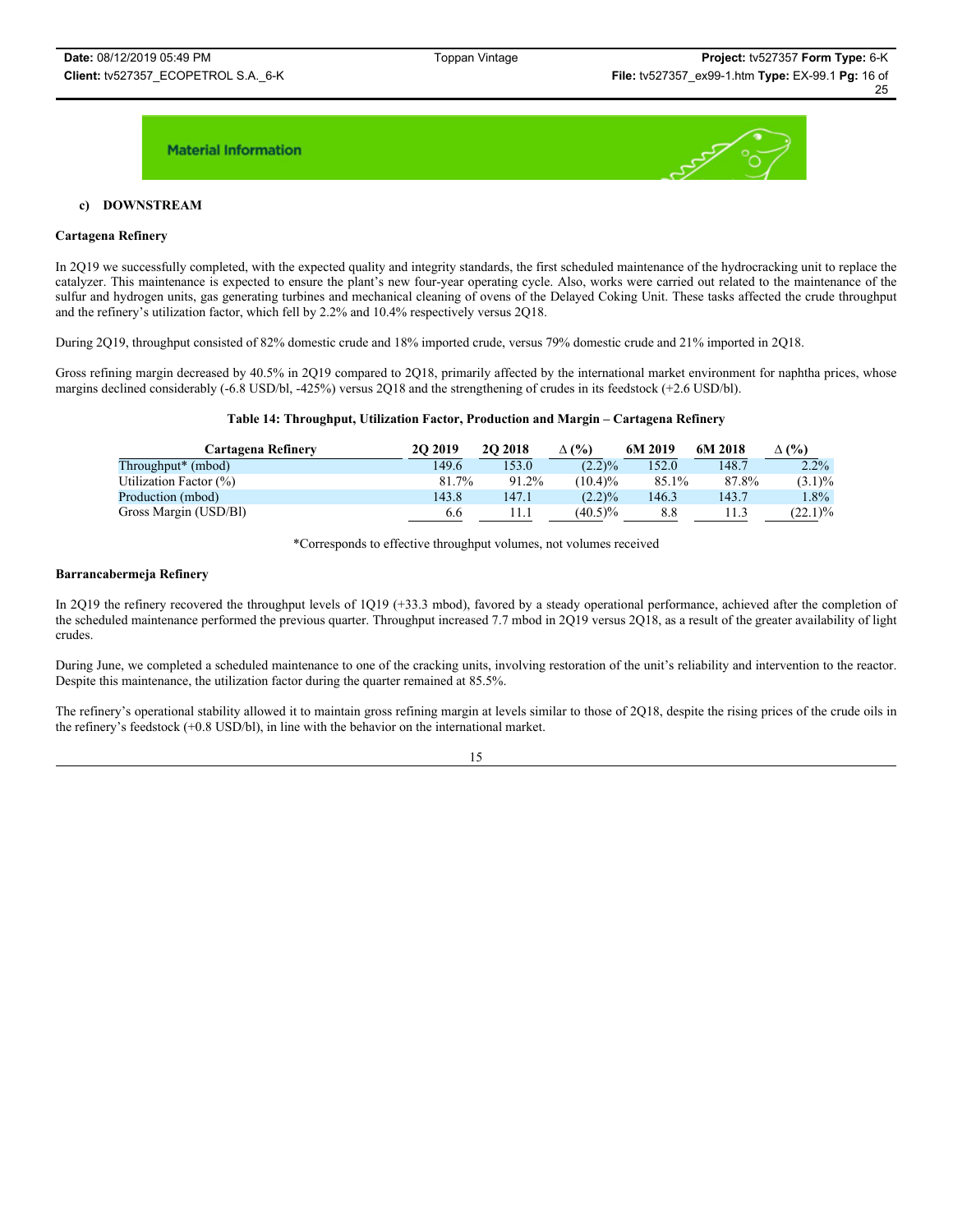Material Information

#### c) DOWNSTREAM

**Cartagena Refinery**

In 2Q19 we successfully completed, with the expected quality and integrity standards, the first scheduled maintenance of the hydrocracking unit to replace the catalyzer. This maintenance is expected to ensure the plant's new four-year operating cycle. Also, works were carried out related to the maintenance of the sulfur and hydrogen units, gas generating turbines and mechanical cleaning of ovens of the Delayed Coking Unit. These tasks affected the crude throughput and the refinery's utilization factor, which fell by 2.2% and 10.4% respectively versus 2Q18.

During 2Q19, throughput consisted of 82% domestic crude and 18% imported crude, versus 79% domestic crude and 21% imported in 2Q18.

Gross refining margin decreased by 40.5% in 2Q19 compared to 2Q18, primarily affected by the international market environment for naphtha prices, whose margins declined considerably (-6.8 USD/bl, -425%) versus 2Q18 and the strengthening of crudes in its feedstock (+2.6 USD/bl).

**Table 14: Throughput, Utilization Factor, Production and Margin – Cartagena Refinery**

| Cartagena Refinery | 2Q 2019 | 2Q 2018 | ∆ (%) | 6M 2019 | 6M 2018 | ∆ (%) |
|---|---|---|---|---|---|---|
| Throughput* (mbod) | 149.6 | 153.0 | (2.2)% | 152.0 | 148.7 | 2.2% |
| Utilization Factor (%) | 81.7% | 91.2% | (10.4)% | 85.1% | 87.8% | (3.1)% |
| Production (mbod) | 143.8 | 147.1 | (2.2)% | 146.3 | 143.7 | 1.8% |
| Gross Margin (USD/Bl) | 6.6 | 11.1 | (40.5)% | 8.8 | 11.3 | (22.1)% |

*Corresponds to effective throughput volumes, not volumes received

**Barrancabermeja Refinery**

In 2Q19 the refinery recovered the throughput levels of 1Q19 (+33.3 mbod), favored by a steady operational performance, achieved after the completion of the scheduled maintenance performed the previous quarter. Throughput increased 7.7 mbod in 2Q19 versus 2Q18, as a result of the greater availability of light crudes.

During June, we completed a scheduled maintenance to one of the cracking units, involving restoration of the unit's reliability and intervention to the reactor. Despite this maintenance, the utilization factor during the quarter remained at 85.5%.

The refinery's operational stability allowed it to maintain gross refining margin at levels similar to those of 2Q18, despite the rising prices of the crude oils in the refinery's feedstock (+0.8 USD/bl), in line with the behavior on the international market.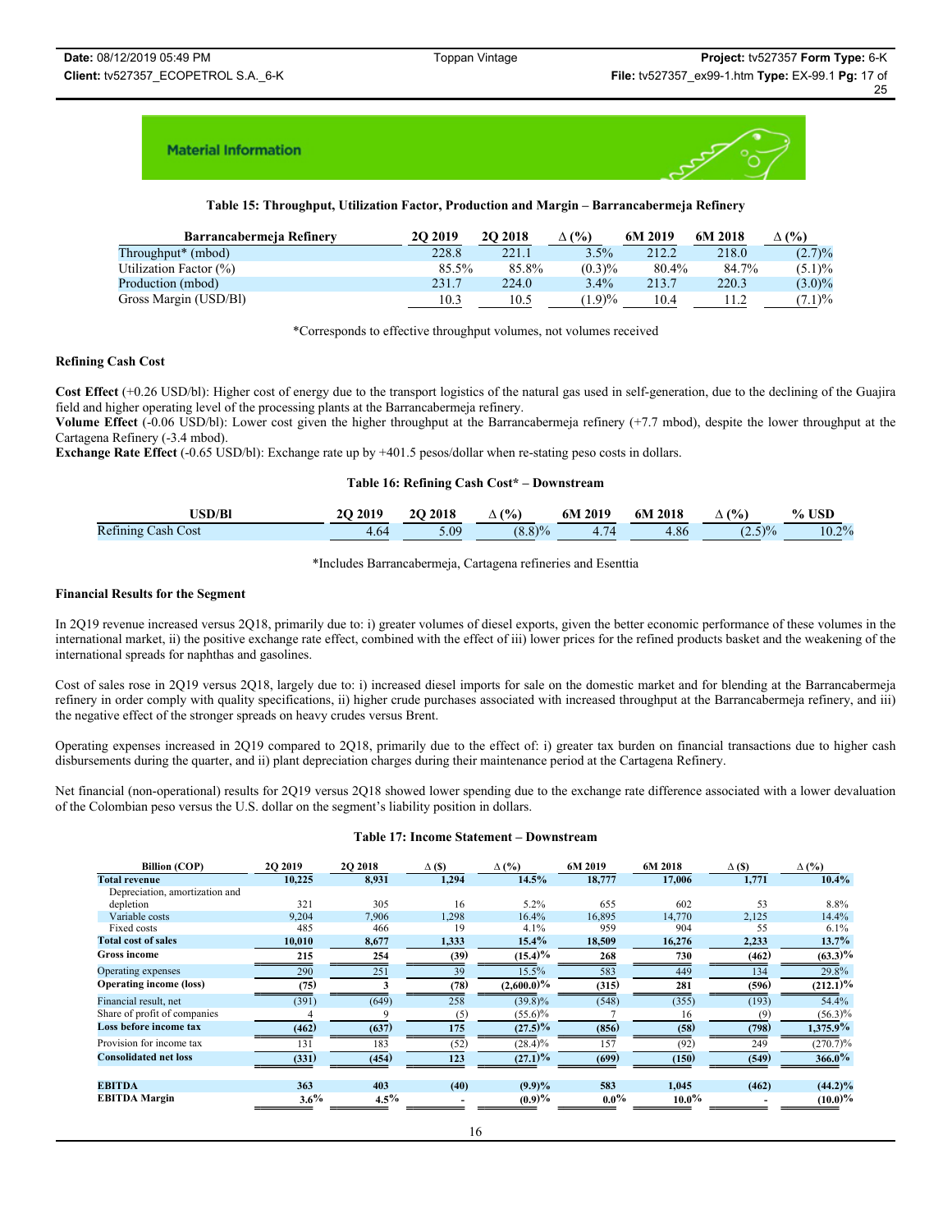Material Information

**Table 15: Throughput, Utilization Factor, Production and Margin – Barrancabermeja Refinery**

| Barrancabermeja Refinery | 2Q 2019 | 2Q 2018 | Δ (%) | 6M 2019 | 6M 2018 | Δ (%) |
|---|---|---|---|---|---|---|
| Throughput* (mbod) | 228.8 | 221.1 | 3.5% | 212.2 | 218.0 | (2.7)% |
| Utilization Factor (%) | 85.5% | 85.8% | (0.3)% | 80.4% | 84.7% | (5.1)% |
| Production (mbod) | 231.7 | 224.0 | 3.4% | 213.7 | 220.3 | (3.0)% |
| Gross Margin (USD/Bl) | 10.3 | 10.5 | (1.9)% | 10.4 | 11.2 | (7.1)% |

*Corresponds to effective throughput volumes, not volumes received

**Refining Cash Cost**

**Cost Effect** (+0.26 USD/bl): Higher cost of energy due to the transport logistics of the natural gas used in self-generation, due to the declining of the Guajira field and higher operating level of the processing plants at the Barrancabermeja refinery.
**Volume Effect** (-0.06 USD/bl): Lower cost given the higher throughput at the Barrancabermeja refinery (+7.7 mbod), despite the lower throughput at the Cartagena Refinery (-3.4 mbod).
**Exchange Rate Effect** (-0.65 USD/bl): Exchange rate up by +401.5 pesos/dollar when re-stating peso costs in dollars.

**Table 16: Refining Cash Cost* – Downstream**

| USD/Bl | 2Q 2019 | 2Q 2018 | Δ (%) | 6M 2019 | 6M 2018 | Δ (%) | % USD |
|---|---|---|---|---|---|---|---|
| Refining Cash Cost | 4.64 | 5.09 | (8.8)% | 4.74 | 4.86 | (2.5)% | 10.2% |

*Includes Barrancabermeja, Cartagena refineries and Esenttia

**Financial Results for the Segment**

In 2Q19 revenue increased versus 2Q18, primarily due to: i) greater volumes of diesel exports, given the better economic performance of these volumes in the international market, ii) the positive exchange rate effect, combined with the effect of iii) lower prices for the refined products basket and the weakening of the international spreads for naphthas and gasolines.

Cost of sales rose in 2Q19 versus 2Q18, largely due to: i) increased diesel imports for sale on the domestic market and for blending at the Barrancabermeja refinery in order comply with quality specifications, ii) higher crude purchases associated with increased throughput at the Barrancabermeja refinery, and iii) the negative effect of the stronger spreads on heavy crudes versus Brent.

Operating expenses increased in 2Q19 compared to 2Q18, primarily due to the effect of: i) greater tax burden on financial transactions due to higher cash disbursements during the quarter, and ii) plant depreciation charges during their maintenance period at the Cartagena Refinery.

Net financial (non-operational) results for 2Q19 versus 2Q18 showed lower spending due to the exchange rate difference associated with a lower devaluation of the Colombian peso versus the U.S. dollar on the segment's liability position in dollars.

**Table 17: Income Statement – Downstream**

| Billion (COP) | 2Q 2019 | 2Q 2018 | Δ ($) | Δ (%) | 6M 2019 | 6M 2018 | Δ ($) | Δ (%) |
|---|---|---|---|---|---|---|---|---|
| **Total revenue** | **10,225** | **8,931** | **1,294** | **14.5%** | **18,777** | **17,006** | **1,771** | **10.4%** |
| Depreciation, amortization and depletion | 321 | 305 | 16 | 5.2% | 655 | 602 | 53 | 8.8% |
| Variable costs | 9,204 | 7,906 | 1,298 | 16.4% | 16,895 | 14,770 | 2,125 | 14.4% |
| Fixed costs | 485 | 466 | 19 | 4.1% | 959 | 904 | 55 | 6.1% |
| **Total cost of sales** | **10,010** | **8,677** | **1,333** | **15.4%** | **18,509** | **16,276** | **2,233** | **13.7%** |
| **Gross income** | **215** | **254** | **(39)** | **(15.4)%** | **268** | **730** | **(462)** | **(63.3)%** |
| Operating expenses | 290 | 251 | 39 | 15.5% | 583 | 449 | 134 | 29.8% |
| **Operating income (loss)** | **(75)** | **3** | **(78)** | **(2,600.0)%** | **(315)** | **281** | **(596)** | **(212.1)%** |
| Financial result, net | (391) | (649) | 258 | (39.8)% | (548) | (355) | (193) | 54.4% |
| Share of profit of companies | 4 | 9 | (5) | (55.6)% | 7 | 16 | (9) | (56.3)% |
| **Loss before income tax** | **(462)** | **(637)** | **175** | **(27.5)%** | **(856)** | **(58)** | **(798)** | **1,375.9%** |
| Provision for income tax | 131 | 183 | (52) | (28.4)% | 157 | (92) | 249 | (270.7)% |
| **Consolidated net loss** | **(331)** | **(454)** | **123** | **(27.1)%** | **(699)** | **(150)** | **(549)** | **366.0%** |
| | | | | | | | | |
| **EBITDA** | **363** | **403** | **(40)** | **(9.9)%** | **583** | **1,045** | **(462)** | **(44.2)%** |
| **EBITDA Margin** | **3.6%** | **4.5%** | **-** | **(0.9)%** | **0.0%** | **10.0%** | **-** | **(10.0)%** |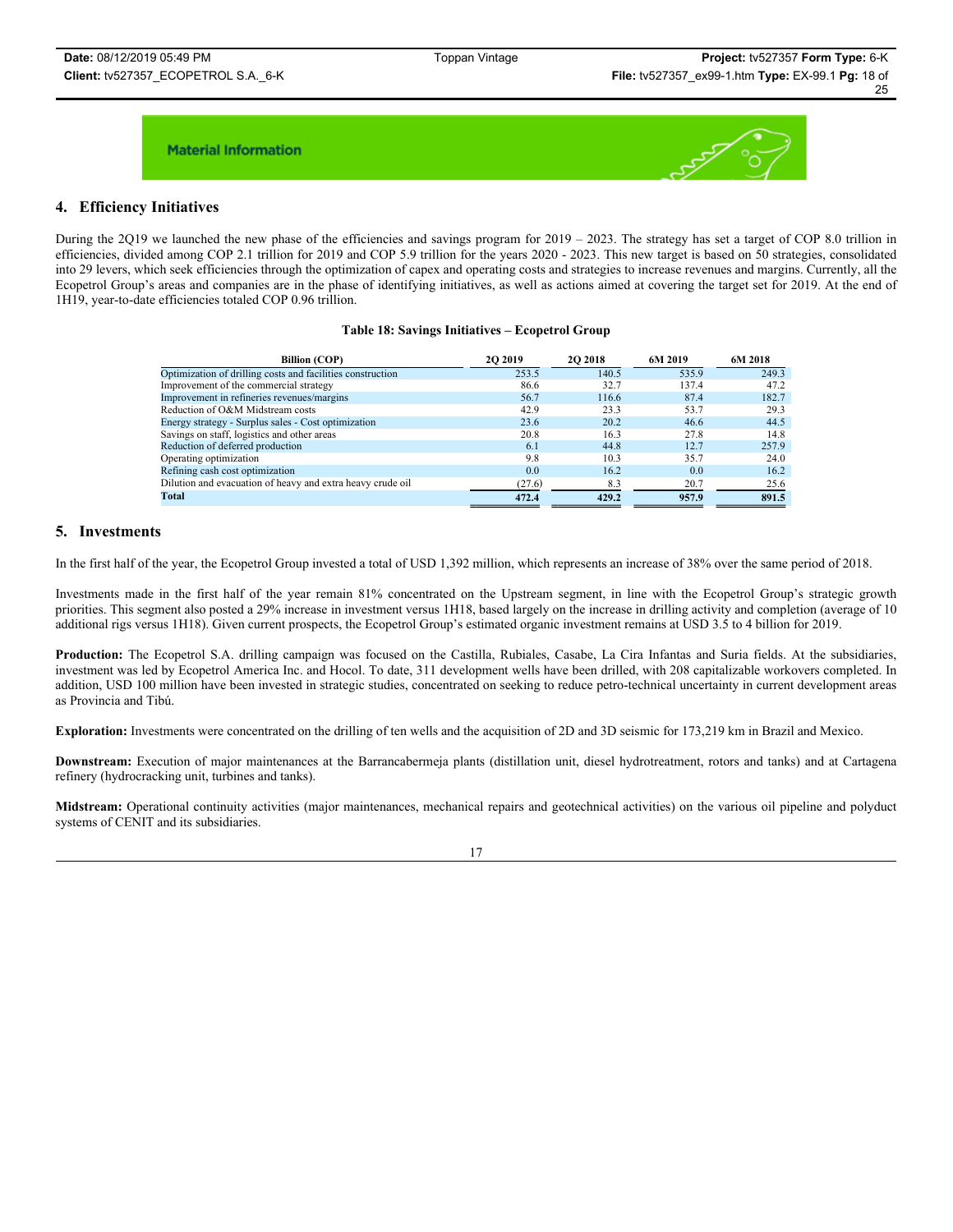Material Information

## 4. Efficiency Initiatives

During the 2Q19 we launched the new phase of the efficiencies and savings program for 2019 – 2023. The strategy has set a target of COP 8.0 trillion in efficiencies, divided among COP 2.1 trillion for 2019 and COP 5.9 trillion for the years 2020 - 2023. This new target is based on 50 strategies, consolidated into 29 levers, which seek efficiencies through the optimization of capex and operating costs and strategies to increase revenues and margins. Currently, all the Ecopetrol Group's areas and companies are in the phase of identifying initiatives, as well as actions aimed at covering the target set for 2019. At the end of 1H19, year-to-date efficiencies totaled COP 0.96 trillion.

**Table 18: Savings Initiatives – Ecopetrol Group**

| Billion (COP) | 2Q 2019 | 2Q 2018 | 6M 2019 | 6M 2018 |
|---|---|---|---|---|
| Optimization of drilling costs and facilities construction | 253.5 | 140.5 | 535.9 | 249.3 |
| Improvement of the commercial strategy | 86.6 | 32.7 | 137.4 | 47.2 |
| Improvement in refineries revenues/margins | 56.7 | 116.6 | 87.4 | 182.7 |
| Reduction of O&M Midstream costs | 42.9 | 23.3 | 53.7 | 29.3 |
| Energy strategy - Surplus sales - Cost optimization | 23.6 | 20.2 | 46.6 | 44.5 |
| Savings on staff, logistics and other areas | 20.8 | 16.3 | 27.8 | 14.8 |
| Reduction of deferred production | 6.1 | 44.8 | 12.7 | 257.9 |
| Operating optimization | 9.8 | 10.3 | 35.7 | 24.0 |
| Refining cash cost optimization | 0.0 | 16.2 | 0.0 | 16.2 |
| Dilution and evacuation of heavy and extra heavy crude oil | (27.6) | 8.3 | 20.7 | 25.6 |
| **Total** | **472.4** | **429.2** | **957.9** | **891.5** |

## 5. Investments

In the first half of the year, the Ecopetrol Group invested a total of USD 1,392 million, which represents an increase of 38% over the same period of 2018.

Investments made in the first half of the year remain 81% concentrated on the Upstream segment, in line with the Ecopetrol Group's strategic growth priorities. This segment also posted a 29% increase in investment versus 1H18, based largely on the increase in drilling activity and completion (average of 10 additional rigs versus 1H18). Given current prospects, the Ecopetrol Group's estimated organic investment remains at USD 3.5 to 4 billion for 2019.

**Production:** The Ecopetrol S.A. drilling campaign was focused on the Castilla, Rubiales, Casabe, La Cira Infantas and Suria fields. At the subsidiaries, investment was led by Ecopetrol America Inc. and Hocol. To date, 311 development wells have been drilled, with 208 capitalizable workovers completed. In addition, USD 100 million have been invested in strategic studies, concentrated on seeking to reduce petro-technical uncertainty in current development areas as Provincia and Tibú.

**Exploration:** Investments were concentrated on the drilling of ten wells and the acquisition of 2D and 3D seismic for 173,219 km in Brazil and Mexico.

**Downstream:** Execution of major maintenances at the Barrancabermeja plants (distillation unit, diesel hydrotreatment, rotors and tanks) and at Cartagena refinery (hydrocracking unit, turbines and tanks).

**Midstream:** Operational continuity activities (major maintenances, mechanical repairs and geotechnical activities) on the various oil pipeline and polyduct systems of CENIT and its subsidiaries.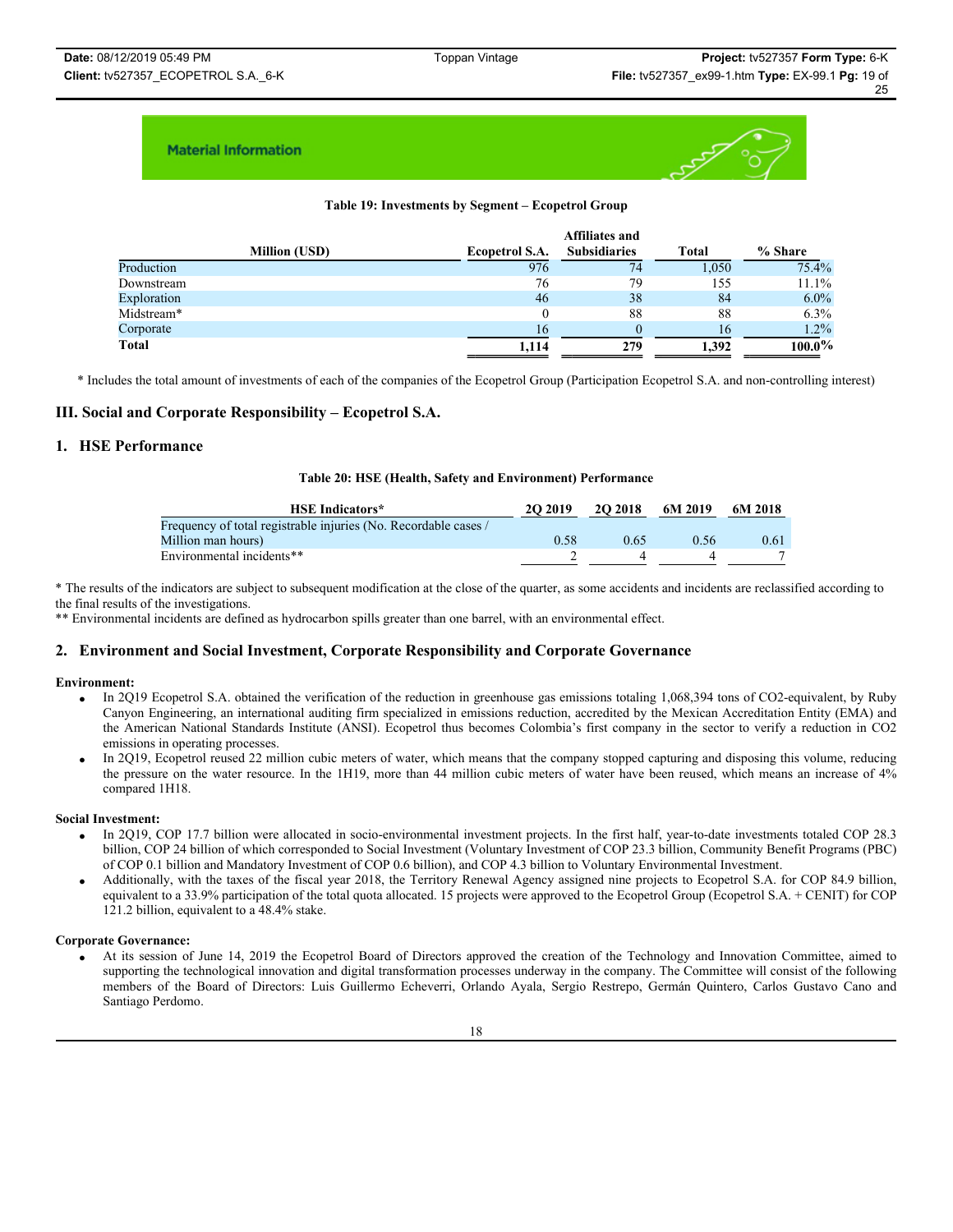Material Information

**Table 19: Investments by Segment – Ecopetrol Group**

| Million (USD) | Ecopetrol S.A. | Affiliates and Subsidiaries | Total | % Share |
|---|---|---|---|---|
| Production | 976 | 74 | 1,050 | 75.4% |
| Downstream | 76 | 79 | 155 | 11.1% |
| Exploration | 46 | 38 | 84 | 6.0% |
| Midstream* | 0 | 88 | 88 | 6.3% |
| Corporate | 16 | 0 | 16 | 1.2% |
| **Total** | **1,114** | **279** | **1,392** | **100.0%** |

* Includes the total amount of investments of each of the companies of the Ecopetrol Group (Participation Ecopetrol S.A. and non-controlling interest)

## III. Social and Corporate Responsibility – Ecopetrol S.A.

### 1. HSE Performance

**Table 20: HSE (Health, Safety and Environment) Performance**

| HSE Indicators* | 2Q 2019 | 2Q 2018 | 6M 2019 | 6M 2018 |
|---|---|---|---|---|
| Frequency of total registrable injuries (No. Recordable cases / Million man hours) | 0.58 | 0.65 | 0.56 | 0.61 |
| Environmental incidents** | 2 | 4 | 4 | 7 |

* The results of the indicators are subject to subsequent modification at the close of the quarter, as some accidents and incidents are reclassified according to the final results of the investigations.
** Environmental incidents are defined as hydrocarbon spills greater than one barrel, with an environmental effect.

### 2. Environment and Social Investment, Corporate Responsibility and Corporate Governance

**Environment:**

- In 2Q19 Ecopetrol S.A. obtained the verification of the reduction in greenhouse gas emissions totaling 1,068,394 tons of CO2-equivalent, by Ruby Canyon Engineering, an international auditing firm specialized in emissions reduction, accredited by the Mexican Accreditation Entity (EMA) and the American National Standards Institute (ANSI). Ecopetrol thus becomes Colombia's first company in the sector to verify a reduction in CO2 emissions in operating processes.
- In 2Q19, Ecopetrol reused 22 million cubic meters of water, which means that the company stopped capturing and disposing this volume, reducing the pressure on the water resource. In the 1H19, more than 44 million cubic meters of water have been reused, which means an increase of 4% compared 1H18.

**Social Investment:**

- In 2Q19, COP 17.7 billion were allocated in socio-environmental investment projects. In the first half, year-to-date investments totaled COP 28.3 billion, COP 24 billion of which corresponded to Social Investment (Voluntary Investment of COP 23.3 billion, Community Benefit Programs (PBC) of COP 0.1 billion and Mandatory Investment of COP 0.6 billion), and COP 4.3 billion to Voluntary Environmental Investment.
- Additionally, with the taxes of the fiscal year 2018, the Territory Renewal Agency assigned nine projects to Ecopetrol S.A. for COP 84.9 billion, equivalent to a 33.9% participation of the total quota allocated. 15 projects were approved to the Ecopetrol Group (Ecopetrol S.A. + CENIT) for COP 121.2 billion, equivalent to a 48.4% stake.

**Corporate Governance:**

- At its session of June 14, 2019 the Ecopetrol Board of Directors approved the creation of the Technology and Innovation Committee, aimed to supporting the technological innovation and digital transformation processes underway in the company. The Committee will consist of the following members of the Board of Directors: Luis Guillermo Echeverri, Orlando Ayala, Sergio Restrepo, Germán Quintero, Carlos Gustavo Cano and Santiago Perdomo.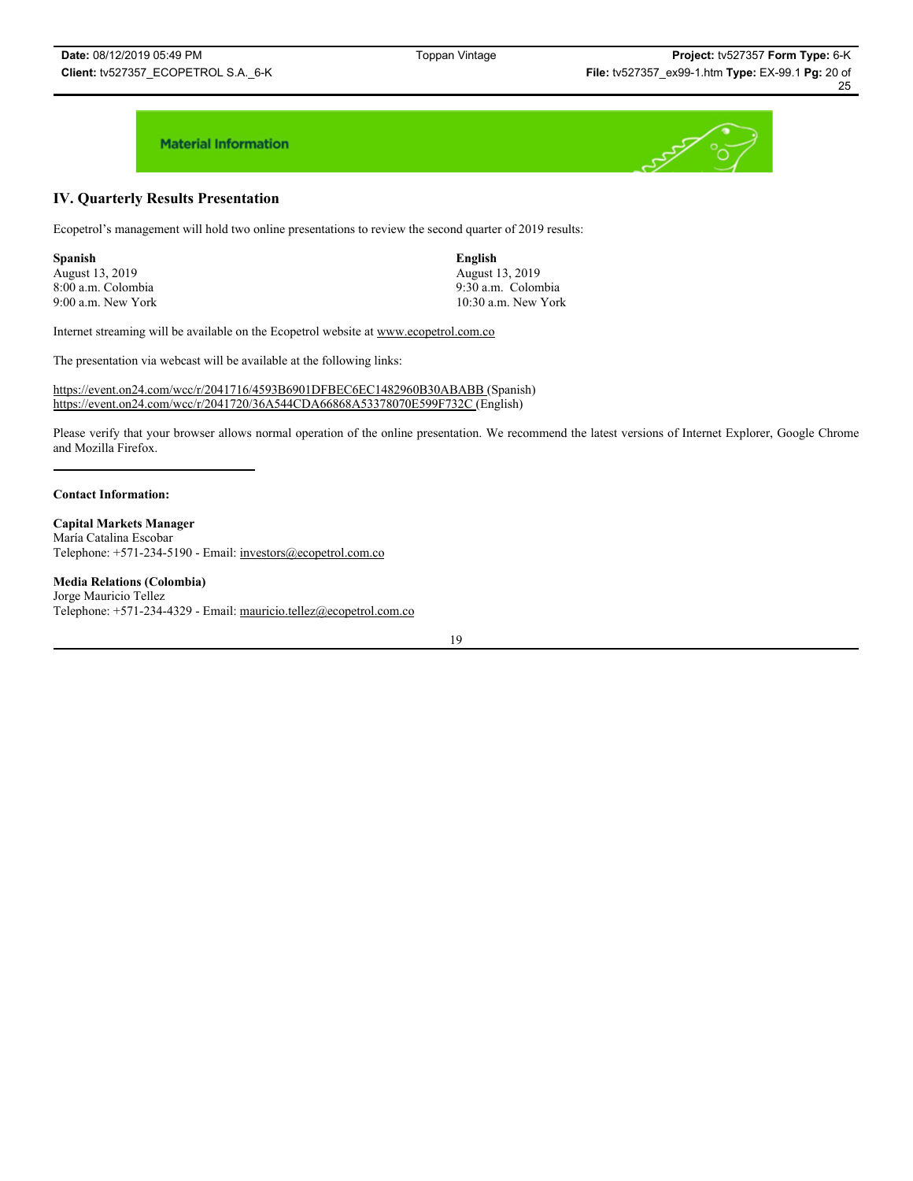Material Information

## IV. Quarterly Results Presentation

Ecopetrol's management will hold two online presentations to review the second quarter of 2019 results:

**Spanish**
August 13, 2019
8:00 a.m. Colombia
9:00 a.m. New York

**English**
August 13, 2019
9:30 a.m. Colombia
10:30 a.m. New York

Internet streaming will be available on the Ecopetrol website at www.ecopetrol.com.co

The presentation via webcast will be available at the following links:

https://event.on24.com/wcc/r/2041716/4593B6901DFBEC6EC1482960B30ABABB (Spanish)
https://event.on24.com/wcc/r/2041720/36A544CDA66868A53378070E599F732C (English)

Please verify that your browser allows normal operation of the online presentation. We recommend the latest versions of Internet Explorer, Google Chrome and Mozilla Firefox.

---

**Contact Information:**

**Capital Markets Manager**
María Catalina Escobar
Telephone: +571-234-5190 - Email: investors@ecopetrol.com.co

**Media Relations (Colombia)**
Jorge Mauricio Tellez
Telephone: +571-234-4329 - Email: mauricio.tellez@ecopetrol.com.co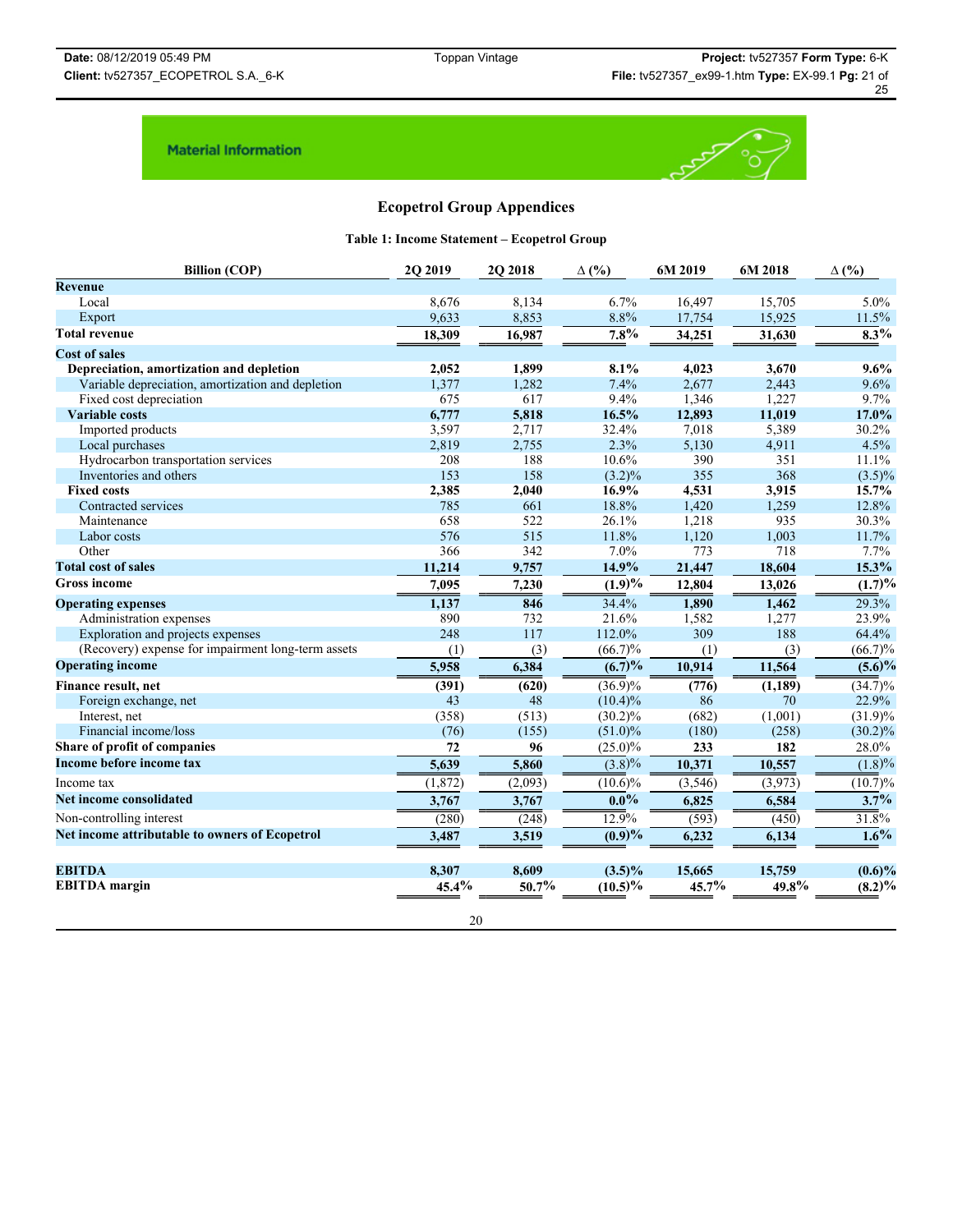Material Information

## Ecopetrol Group Appendices

### Table 1: Income Statement – Ecopetrol Group

| Billion (COP) | 2Q 2019 | 2Q 2018 | Δ (%) | 6M 2019 | 6M 2018 | Δ (%) |
|---|---|---|---|---|---|---|
| **Revenue** | | | | | | |
| Local | 8,676 | 8,134 | 6.7% | 16,497 | 15,705 | 5.0% |
| Export | 9,633 | 8,853 | 8.8% | 17,754 | 15,925 | 11.5% |
| **Total revenue** | **18,309** | **16,987** | **7.8%** | **34,251** | **31,630** | **8.3%** |
| **Cost of sales** | | | | | | |
| **Depreciation, amortization and depletion** | **2,052** | **1,899** | **8.1%** | **4,023** | **3,670** | **9.6%** |
| Variable depreciation, amortization and depletion | 1,377 | 1,282 | 7.4% | 2,677 | 2,443 | 9.6% |
| Fixed cost depreciation | 675 | 617 | 9.4% | 1,346 | 1,227 | 9.7% |
| **Variable costs** | **6,777** | **5,818** | **16.5%** | **12,893** | **11,019** | **17.0%** |
| Imported products | 3,597 | 2,717 | 32.4% | 7,018 | 5,389 | 30.2% |
| Local purchases | 2,819 | 2,755 | 2.3% | 5,130 | 4,911 | 4.5% |
| Hydrocarbon transportation services | 208 | 188 | 10.6% | 390 | 351 | 11.1% |
| Inventories and others | 153 | 158 | (3.2)% | 355 | 368 | (3.5)% |
| **Fixed costs** | **2,385** | **2,040** | **16.9%** | **4,531** | **3,915** | **15.7%** |
| Contracted services | 785 | 661 | 18.8% | 1,420 | 1,259 | 12.8% |
| Maintenance | 658 | 522 | 26.1% | 1,218 | 935 | 30.3% |
| Labor costs | 576 | 515 | 11.8% | 1,120 | 1,003 | 11.7% |
| Other | 366 | 342 | 7.0% | 773 | 718 | 7.7% |
| **Total cost of sales** | **11,214** | **9,757** | **14.9%** | **21,447** | **18,604** | **15.3%** |
| **Gross income** | **7,095** | **7,230** | **(1.9)%** | **12,804** | **13,026** | **(1.7)%** |
| **Operating expenses** | **1,137** | **846** | 34.4% | **1,890** | **1,462** | 29.3% |
| Administration expenses | 890 | 732 | 21.6% | 1,582 | 1,277 | 23.9% |
| Exploration and projects expenses | 248 | 117 | 112.0% | 309 | 188 | 64.4% |
| (Recovery) expense for impairment long-term assets | (1) | (3) | (66.7)% | (1) | (3) | (66.7)% |
| **Operating income** | **5,958** | **6,384** | **(6.7)%** | **10,914** | **11,564** | **(5.6)%** |
| **Finance result, net** | **(391)** | **(620)** | (36.9)% | **(776)** | **(1,189)** | (34.7)% |
| Foreign exchange, net | 43 | 48 | (10.4)% | 86 | 70 | 22.9% |
| Interest, net | (358) | (513) | (30.2)% | (682) | (1,001) | (31.9)% |
| Financial income/loss | (76) | (155) | (51.0)% | (180) | (258) | (30.2)% |
| **Share of profit of companies** | **72** | **96** | (25.0)% | **233** | **182** | 28.0% |
| **Income before income tax** | **5,639** | **5,860** | (3.8)% | **10,371** | **10,557** | (1.8)% |
| Income tax | (1,872) | (2,093) | (10.6)% | (3,546) | (3,973) | (10.7)% |
| **Net income consolidated** | **3,767** | **3,767** | **0.0%** | **6,825** | **6,584** | **3.7%** |
| Non-controlling interest | (280) | (248) | 12.9% | (593) | (450) | 31.8% |
| **Net income attributable to owners of Ecopetrol** | **3,487** | **3,519** | **(0.9)%** | **6,232** | **6,134** | **1.6%** |
| | | | | | | |
| **EBITDA** | **8,307** | **8,609** | **(3.5)%** | **15,665** | **15,759** | **(0.6)%** |
| **EBITDA margin** | **45.4%** | **50.7%** | **(10.5)%** | **45.7%** | **49.8%** | **(8.2)%** |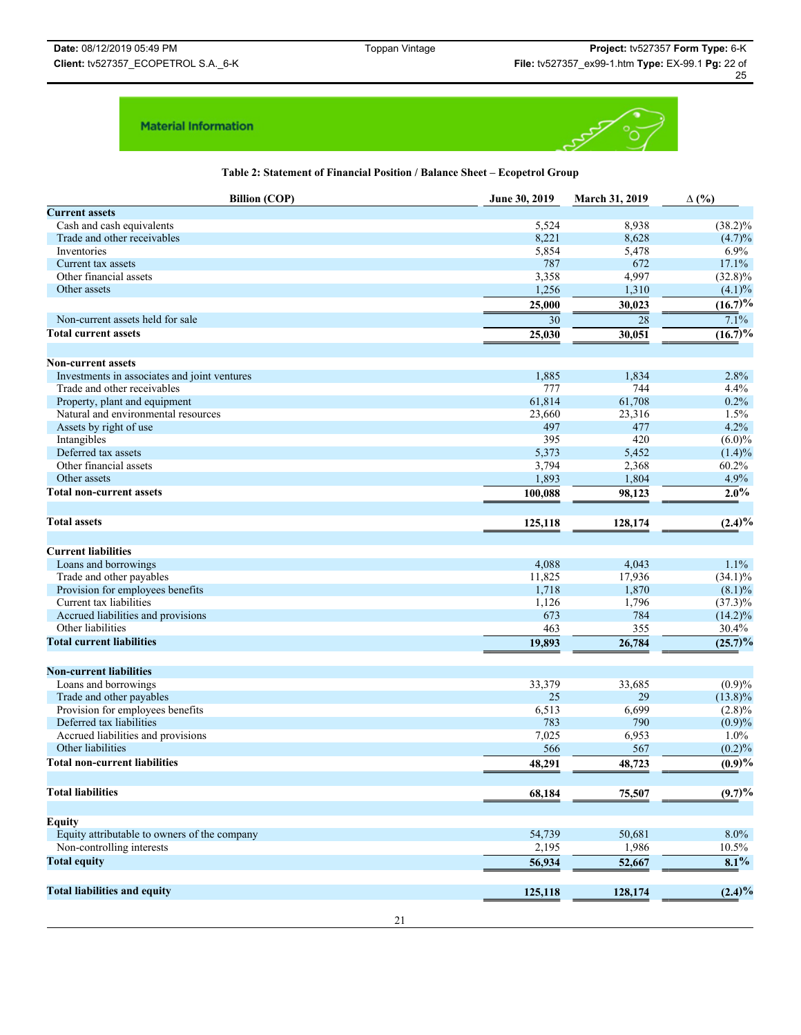Material Information

**Table 2: Statement of Financial Position / Balance Sheet – Ecopetrol Group**

| Billion (COP) | June 30, 2019 | March 31, 2019 | Δ (%) |
|---|---|---|---|
| **Current assets** | | | |
| Cash and cash equivalents | 5,524 | 8,938 | (38.2)% |
| Trade and other receivables | 8,221 | 8,628 | (4.7)% |
| Inventories | 5,854 | 5,478 | 6.9% |
| Current tax assets | 787 | 672 | 17.1% |
| Other financial assets | 3,358 | 4,997 | (32.8)% |
| Other assets | 1,256 | 1,310 | (4.1)% |
| | **25,000** | **30,023** | **(16.7)%** |
| Non-current assets held for sale | 30 | 28 | 7.1% |
| **Total current assets** | **25,030** | **30,051** | **(16.7)%** |
| **Non-current assets** | | | |
| Investments in associates and joint ventures | 1,885 | 1,834 | 2.8% |
| Trade and other receivables | 777 | 744 | 4.4% |
| Property, plant and equipment | 61,814 | 61,708 | 0.2% |
| Natural and environmental resources | 23,660 | 23,316 | 1.5% |
| Assets by right of use | 497 | 477 | 4.2% |
| Intangibles | 395 | 420 | (6.0)% |
| Deferred tax assets | 5,373 | 5,452 | (1.4)% |
| Other financial assets | 3,794 | 2,368 | 60.2% |
| Other assets | 1,893 | 1,804 | 4.9% |
| **Total non-current assets** | **100,088** | **98,123** | **2.0%** |
| **Total assets** | **125,118** | **128,174** | **(2.4)%** |
| **Current liabilities** | | | |
| Loans and borrowings | 4,088 | 4,043 | 1.1% |
| Trade and other payables | 11,825 | 17,936 | (34.1)% |
| Provision for employees benefits | 1,718 | 1,870 | (8.1)% |
| Current tax liabilities | 1,126 | 1,796 | (37.3)% |
| Accrued liabilities and provisions | 673 | 784 | (14.2)% |
| Other liabilities | 463 | 355 | 30.4% |
| **Total current liabilities** | **19,893** | **26,784** | **(25.7)%** |
| **Non-current liabilities** | | | |
| Loans and borrowings | 33,379 | 33,685 | (0.9)% |
| Trade and other payables | 25 | 29 | (13.8)% |
| Provision for employees benefits | 6,513 | 6,699 | (2.8)% |
| Deferred tax liabilities | 783 | 790 | (0.9)% |
| Accrued liabilities and provisions | 7,025 | 6,953 | 1.0% |
| Other liabilities | 566 | 567 | (0.2)% |
| **Total non-current liabilities** | **48,291** | **48,723** | **(0.9)%** |
| **Total liabilities** | **68,184** | **75,507** | **(9.7)%** |
| **Equity** | | | |
| Equity attributable to owners of the company | 54,739 | 50,681 | 8.0% |
| Non-controlling interests | 2,195 | 1,986 | 10.5% |
| **Total equity** | **56,934** | **52,667** | **8.1%** |
| **Total liabilities and equity** | **125,118** | **128,174** | **(2.4)%** |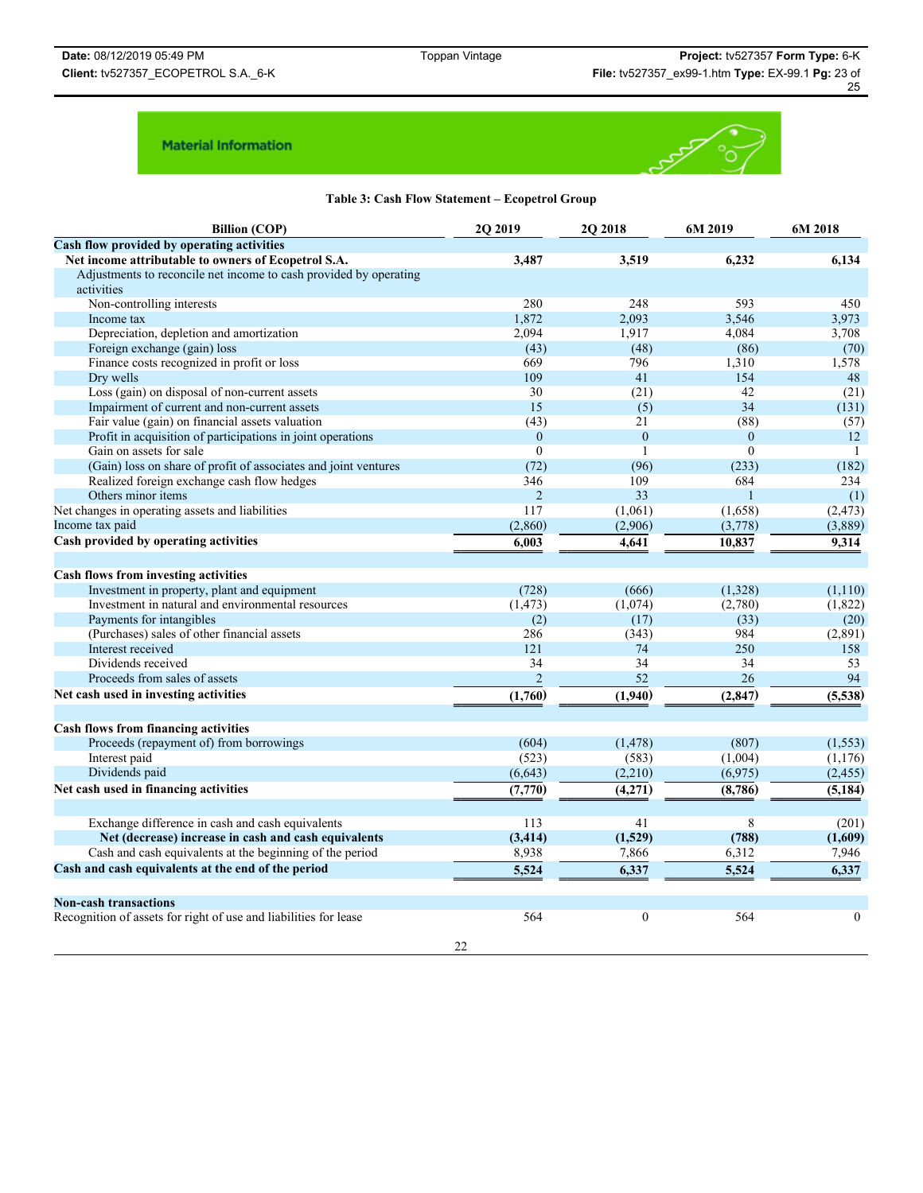Material Information

**Table 3: Cash Flow Statement – Ecopetrol Group**

| Billion (COP) | 2Q 2019 | 2Q 2018 | 6M 2019 | 6M 2018 |
|---|---|---|---|---|
| **Cash flow provided by operating activities** | | | | |
| **Net income attributable to owners of Ecopetrol S.A.** | **3,487** | **3,519** | **6,232** | **6,134** |
| Adjustments to reconcile net income to cash provided by operating activities | | | | |
| Non-controlling interests | 280 | 248 | 593 | 450 |
| Income tax | 1,872 | 2,093 | 3,546 | 3,973 |
| Depreciation, depletion and amortization | 2,094 | 1,917 | 4,084 | 3,708 |
| Foreign exchange (gain) loss | (43) | (48) | (86) | (70) |
| Finance costs recognized in profit or loss | 669 | 796 | 1,310 | 1,578 |
| Dry wells | 109 | 41 | 154 | 48 |
| Loss (gain) on disposal of non-current assets | 30 | (21) | 42 | (21) |
| Impairment of current and non-current assets | 15 | (5) | 34 | (131) |
| Fair value (gain) on financial assets valuation | (43) | 21 | (88) | (57) |
| Profit in acquisition of participations in joint operations | 0 | 0 | 0 | 12 |
| Gain on assets for sale | 0 | 1 | 0 | 1 |
| (Gain) loss on share of profit of associates and joint ventures | (72) | (96) | (233) | (182) |
| Realized foreign exchange cash flow hedges | 346 | 109 | 684 | 234 |
| Others minor items | 2 | 33 | 1 | (1) |
| Net changes in operating assets and liabilities | 117 | (1,061) | (1,658) | (2,473) |
| Income tax paid | (2,860) | (2,906) | (3,778) | (3,889) |
| **Cash provided by operating activities** | **6,003** | **4,641** | **10,837** | **9,314** |
| | | | | |
| **Cash flows from investing activities** | | | | |
| Investment in property, plant and equipment | (728) | (666) | (1,328) | (1,110) |
| Investment in natural and environmental resources | (1,473) | (1,074) | (2,780) | (1,822) |
| Payments for intangibles | (2) | (17) | (33) | (20) |
| (Purchases) sales of other financial assets | 286 | (343) | 984 | (2,891) |
| Interest received | 121 | 74 | 250 | 158 |
| Dividends received | 34 | 34 | 34 | 53 |
| Proceeds from sales of assets | 2 | 52 | 26 | 94 |
| **Net cash used in investing activities** | **(1,760)** | **(1,940)** | **(2,847)** | **(5,538)** |
| | | | | |
| **Cash flows from financing activities** | | | | |
| Proceeds (repayment of) from borrowings | (604) | (1,478) | (807) | (1,553) |
| Interest paid | (523) | (583) | (1,004) | (1,176) |
| Dividends paid | (6,643) | (2,210) | (6,975) | (2,455) |
| **Net cash used in financing activities** | **(7,770)** | **(4,271)** | **(8,786)** | **(5,184)** |
| | | | | |
| Exchange difference in cash and cash equivalents | 113 | 41 | 8 | (201) |
| **Net (decrease) increase in cash and cash equivalents** | **(3,414)** | **(1,529)** | **(788)** | **(1,609)** |
| Cash and cash equivalents at the beginning of the period | 8,938 | 7,866 | 6,312 | 7,946 |
| **Cash and cash equivalents at the end of the period** | **5,524** | **6,337** | **5,524** | **6,337** |
| | | | | |
| **Non-cash transactions** | | | | |
| Recognition of assets for right of use and liabilities for lease | 564 | 0 | 564 | 0 |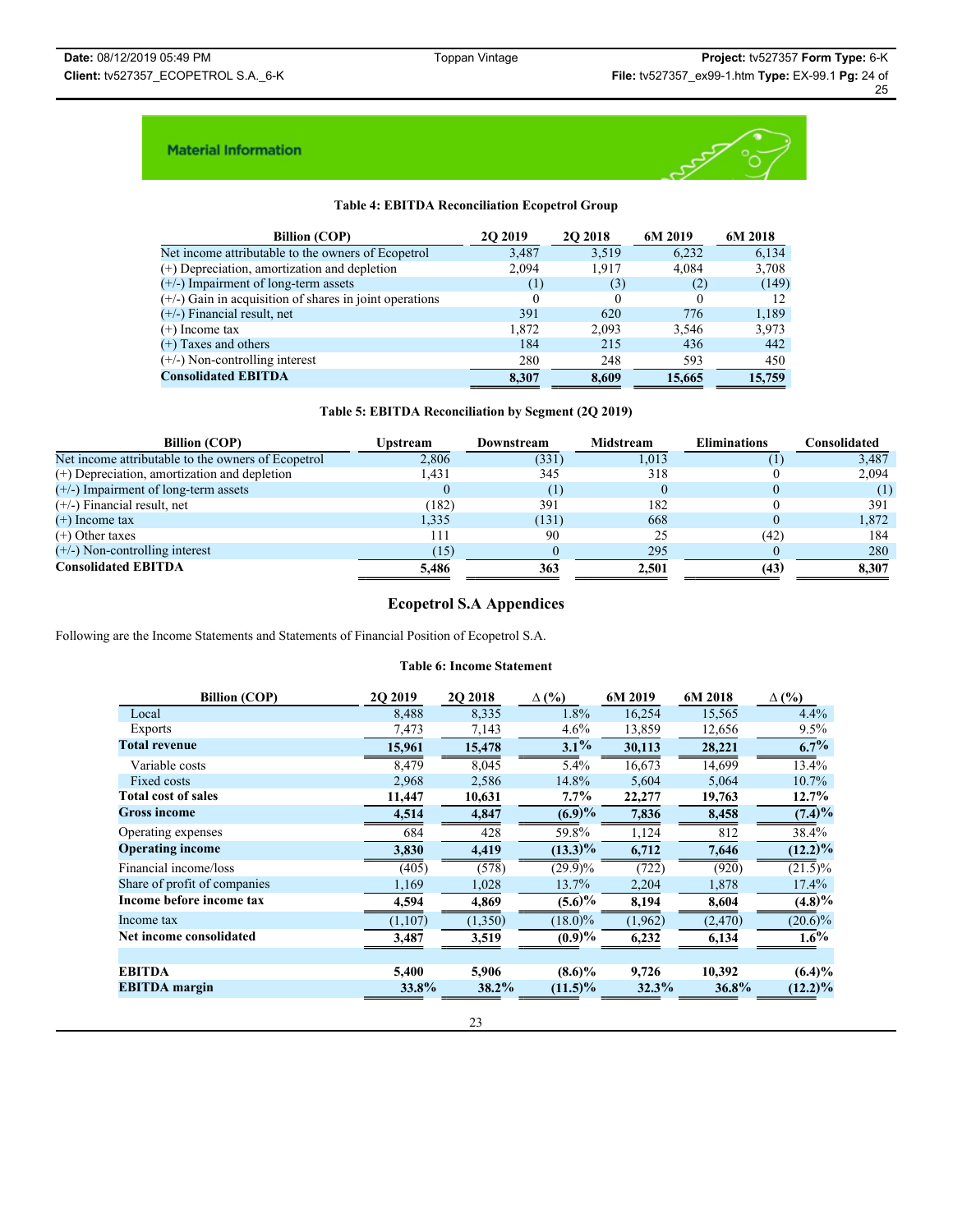**Material Information**

**Table 4: EBITDA Reconciliation Ecopetrol Group**

| Billion (COP) | 2Q 2019 | 2Q 2018 | 6M 2019 | 6M 2018 |
|---|---|---|---|---|
| Net income attributable to the owners of Ecopetrol | 3,487 | 3,519 | 6,232 | 6,134 |
| (+) Depreciation, amortization and depletion | 2,094 | 1,917 | 4,084 | 3,708 |
| (+/-) Impairment of long-term assets | (1) | (3) | (2) | (149) |
| (+/-) Gain in acquisition of shares in joint operations | 0 | 0 | 0 | 12 |
| (+/-) Financial result, net | 391 | 620 | 776 | 1,189 |
| (+) Income tax | 1,872 | 2,093 | 3,546 | 3,973 |
| (+) Taxes and others | 184 | 215 | 436 | 442 |
| (+/-) Non-controlling interest | 280 | 248 | 593 | 450 |
| **Consolidated EBITDA** | **8,307** | **8,609** | **15,665** | **15,759** |

**Table 5: EBITDA Reconciliation by Segment (2Q 2019)**

| Billion (COP) | Upstream | Downstream | Midstream | Eliminations | Consolidated |
|---|---|---|---|---|---|
| Net income attributable to the owners of Ecopetrol | 2,806 | (331) | 1,013 | (1) | 3,487 |
| (+) Depreciation, amortization and depletion | 1,431 | 345 | 318 | 0 | 2,094 |
| (+/-) Impairment of long-term assets | 0 | (1) | 0 | 0 | (1) |
| (+/-) Financial result, net | (182) | 391 | 182 | 0 | 391 |
| (+) Income tax | 1,335 | (131) | 668 | 0 | 1,872 |
| (+) Other taxes | 111 | 90 | 25 | (42) | 184 |
| (+/-) Non-controlling interest | (15) | 0 | 295 | 0 | 280 |
| **Consolidated EBITDA** | **5,486** | **363** | **2,501** | **(43)** | **8,307** |

## Ecopetrol S.A Appendices

Following are the Income Statements and Statements of Financial Position of Ecopetrol S.A.

**Table 6: Income Statement**

| Billion (COP) | 2Q 2019 | 2Q 2018 | ∆ (%) | 6M 2019 | 6M 2018 | ∆ (%) |
|---|---|---|---|---|---|---|
| Local | 8,488 | 8,335 | 1.8% | 16,254 | 15,565 | 4.4% |
| Exports | 7,473 | 7,143 | 4.6% | 13,859 | 12,656 | 9.5% |
| **Total revenue** | **15,961** | **15,478** | **3.1%** | **30,113** | **28,221** | **6.7%** |
| Variable costs | 8,479 | 8,045 | 5.4% | 16,673 | 14,699 | 13.4% |
| Fixed costs | 2,968 | 2,586 | 14.8% | 5,604 | 5,064 | 10.7% |
| **Total cost of sales** | **11,447** | **10,631** | **7.7%** | **22,277** | **19,763** | **12.7%** |
| **Gross income** | **4,514** | **4,847** | **(6.9)%** | **7,836** | **8,458** | **(7.4)%** |
| Operating expenses | 684 | 428 | 59.8% | 1,124 | 812 | 38.4% |
| **Operating income** | **3,830** | **4,419** | **(13.3)%** | **6,712** | **7,646** | **(12.2)%** |
| Financial income/loss | (405) | (578) | (29.9)% | (722) | (920) | (21.5)% |
| Share of profit of companies | 1,169 | 1,028 | 13.7% | 2,204 | 1,878 | 17.4% |
| **Income before income tax** | **4,594** | **4,869** | **(5.6)%** | **8,194** | **8,604** | **(4.8)%** |
| Income tax | (1,107) | (1,350) | (18.0)% | (1,962) | (2,470) | (20.6)% |
| **Net income consolidated** | **3,487** | **3,519** | **(0.9)%** | **6,232** | **6,134** | **1.6%** |
| | | | | | | |
| **EBITDA** | **5,400** | **5,906** | **(8.6)%** | **9,726** | **10,392** | **(6.4)%** |
| **EBITDA margin** | **33.8%** | **38.2%** | **(11.5)%** | **32.3%** | **36.8%** | **(12.2)%** |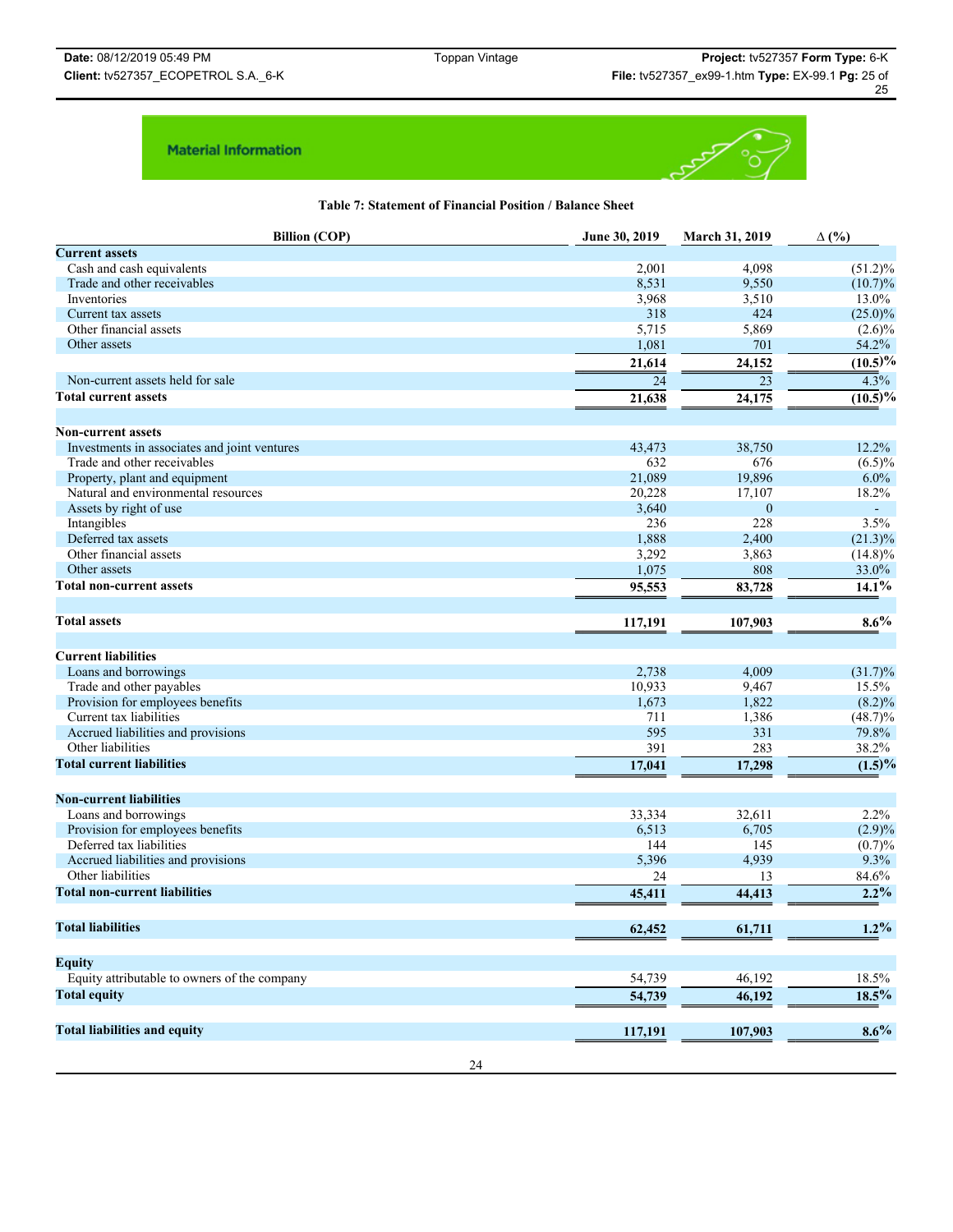## Material Information

**Table 7: Statement of Financial Position / Balance Sheet**

| Billion (COP) | June 30, 2019 | March 31, 2019 | Δ (%) |
|---|---|---|---|
| **Current assets** | | | |
| Cash and cash equivalents | 2,001 | 4,098 | (51.2)% |
| Trade and other receivables | 8,531 | 9,550 | (10.7)% |
| Inventories | 3,968 | 3,510 | 13.0% |
| Current tax assets | 318 | 424 | (25.0)% |
| Other financial assets | 5,715 | 5,869 | (2.6)% |
| Other assets | 1,081 | 701 | 54.2% |
| | **21,614** | **24,152** | **(10.5)%** |
| Non-current assets held for sale | 24 | 23 | 4.3% |
| **Total current assets** | **21,638** | **24,175** | **(10.5)%** |
| **Non-current assets** | | | |
| Investments in associates and joint ventures | 43,473 | 38,750 | 12.2% |
| Trade and other receivables | 632 | 676 | (6.5)% |
| Property, plant and equipment | 21,089 | 19,896 | 6.0% |
| Natural and environmental resources | 20,228 | 17,107 | 18.2% |
| Assets by right of use | 3,640 | 0 | - |
| Intangibles | 236 | 228 | 3.5% |
| Deferred tax assets | 1,888 | 2,400 | (21.3)% |
| Other financial assets | 3,292 | 3,863 | (14.8)% |
| Other assets | 1,075 | 808 | 33.0% |
| **Total non-current assets** | **95,553** | **83,728** | **14.1%** |
| **Total assets** | **117,191** | **107,903** | **8.6%** |
| **Current liabilities** | | | |
| Loans and borrowings | 2,738 | 4,009 | (31.7)% |
| Trade and other payables | 10,933 | 9,467 | 15.5% |
| Provision for employees benefits | 1,673 | 1,822 | (8.2)% |
| Current tax liabilities | 711 | 1,386 | (48.7)% |
| Accrued liabilities and provisions | 595 | 331 | 79.8% |
| Other liabilities | 391 | 283 | 38.2% |
| **Total current liabilities** | **17,041** | **17,298** | **(1.5)%** |
| **Non-current liabilities** | | | |
| Loans and borrowings | 33,334 | 32,611 | 2.2% |
| Provision for employees benefits | 6,513 | 6,705 | (2.9)% |
| Deferred tax liabilities | 144 | 145 | (0.7)% |
| Accrued liabilities and provisions | 5,396 | 4,939 | 9.3% |
| Other liabilities | 24 | 13 | 84.6% |
| **Total non-current liabilities** | **45,411** | **44,413** | **2.2%** |
| **Total liabilities** | **62,452** | **61,711** | **1.2%** |
| **Equity** | | | |
| Equity attributable to owners of the company | 54,739 | 46,192 | 18.5% |
| **Total equity** | **54,739** | **46,192** | **18.5%** |
| **Total liabilities and equity** | **117,191** | **107,903** | **8.6%** |